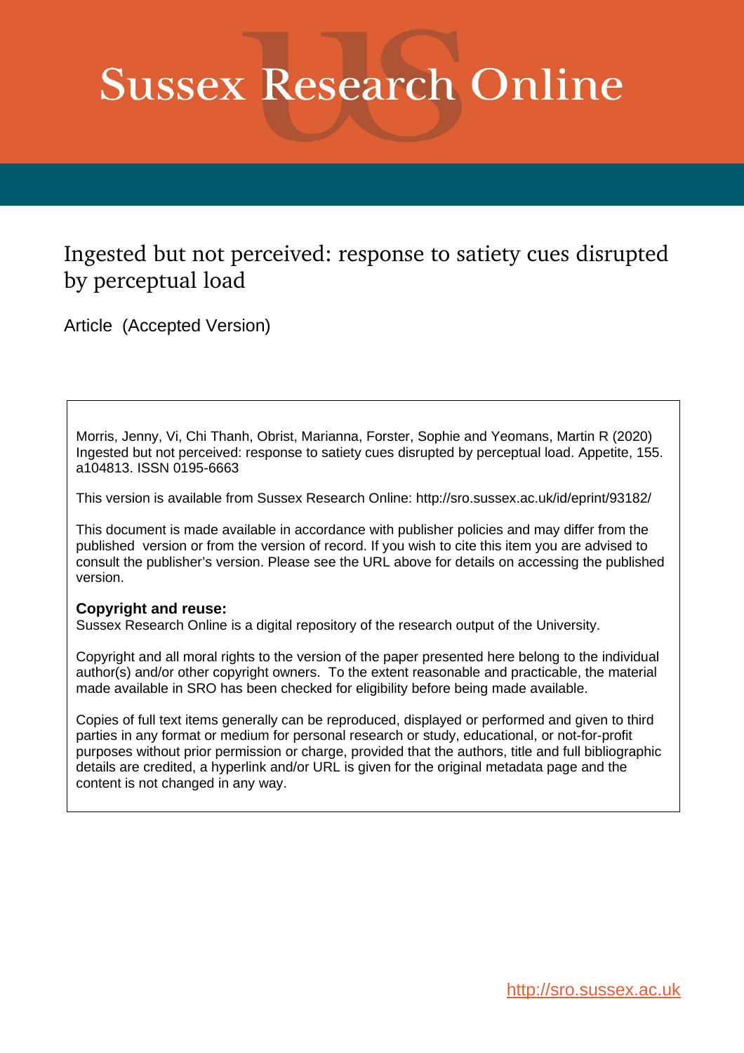# Sussex Research Online

## Ingested but not perceived: response to satiety cues disrupted by perceptual load

Article (Accepted Version)

Morris, Jenny, Vi, Chi Thanh, Obrist, Marianna, Forster, Sophie and Yeomans, Martin R (2020) Ingested but not perceived: response to satiety cues disrupted by perceptual load. Appetite, 155. a104813. ISSN 0195-6663

This version is available from Sussex Research Online: http://sro.sussex.ac.uk/id/eprint/93182/

This document is made available in accordance with publisher policies and may differ from the published version or from the version of record. If you wish to cite this item you are advised to consult the publisher's version. Please see the URL above for details on accessing the published version.

**Copyright and reuse:**
Sussex Research Online is a digital repository of the research output of the University.

Copyright and all moral rights to the version of the paper presented here belong to the individual author(s) and/or other copyright owners. To the extent reasonable and practicable, the material made available in SRO has been checked for eligibility before being made available.

Copies of full text items generally can be reproduced, displayed or performed and given to third parties in any format or medium for personal research or study, educational, or not-for-profit purposes without prior permission or charge, provided that the authors, title and full bibliographic details are credited, a hyperlink and/or URL is given for the original metadata page and the content is not changed in any way.

http://sro.sussex.ac.uk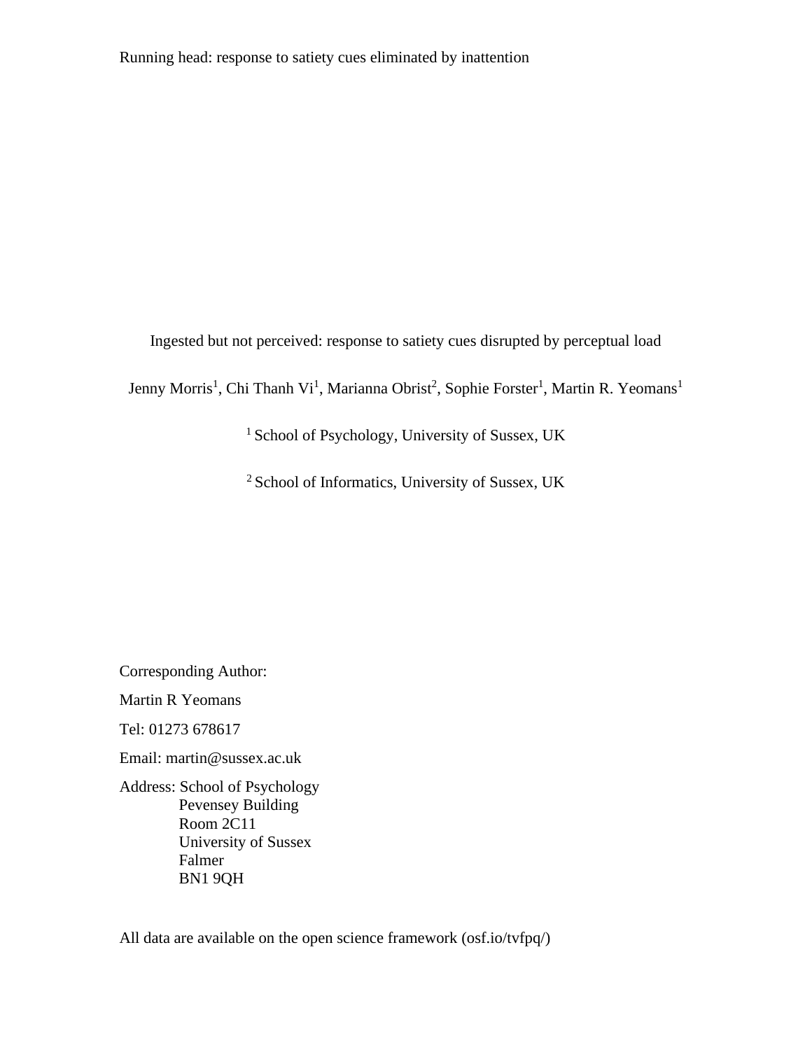Running head: response to satiety cues eliminated by inattention

# Ingested but not perceived: response to satiety cues disrupted by perceptual load

Jenny Morris[1], Chi Thanh Vi[1], Marianna Obrist[2], Sophie Forster[1], Martin R. Yeomans[1]

[1] School of Psychology, University of Sussex, UK

[2] School of Informatics, University of Sussex, UK

Corresponding Author:

Martin R Yeomans

Tel: 01273 678617

Email: martin@sussex.ac.uk

Address: School of Psychology
Pevensey Building
Room 2C11
University of Sussex
Falmer
BN1 9QH

All data are available on the open science framework (osf.io/tvfpq/)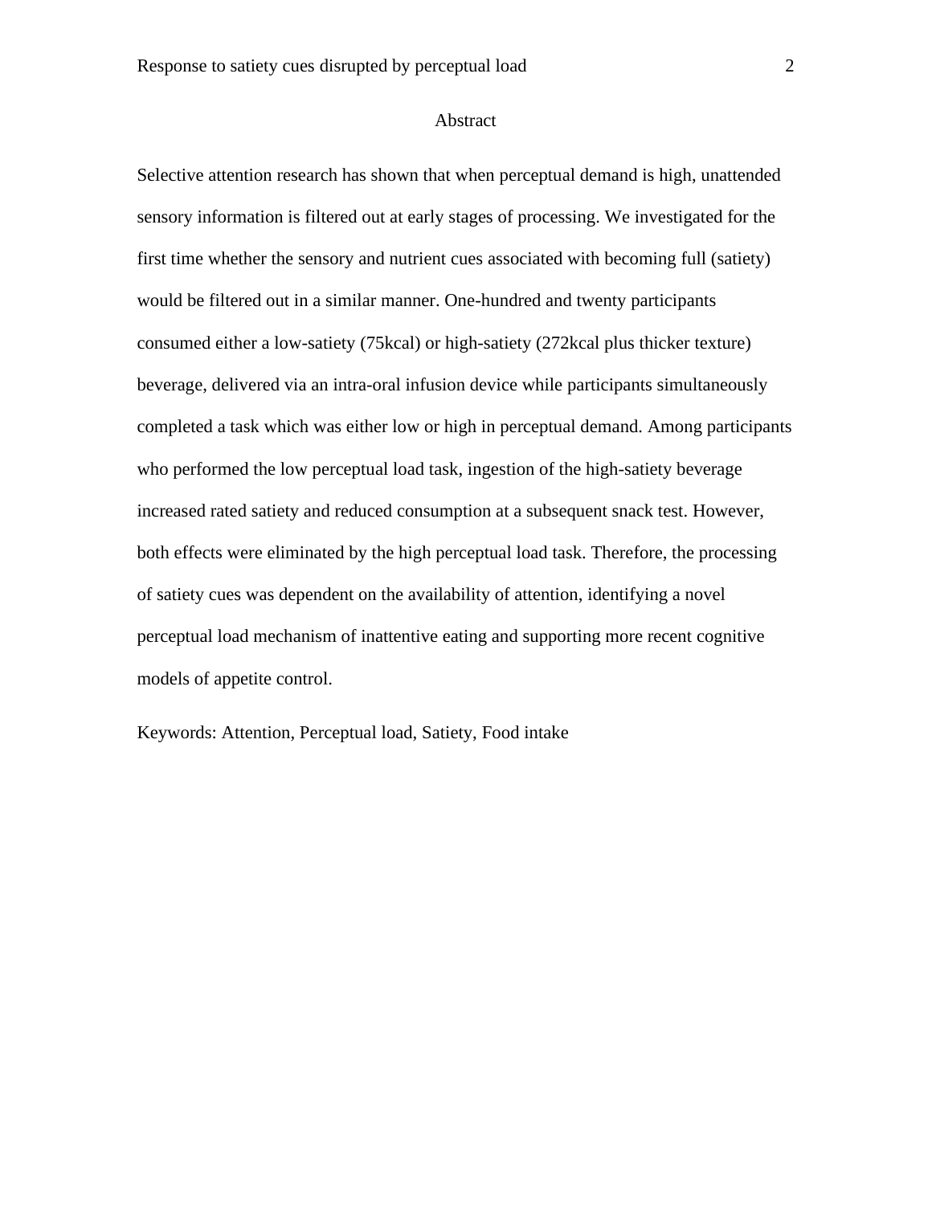## Abstract

Selective attention research has shown that when perceptual demand is high, unattended sensory information is filtered out at early stages of processing. We investigated for the first time whether the sensory and nutrient cues associated with becoming full (satiety) would be filtered out in a similar manner. One-hundred and twenty participants consumed either a low-satiety (75kcal) or high-satiety (272kcal plus thicker texture) beverage, delivered via an intra-oral infusion device while participants simultaneously completed a task which was either low or high in perceptual demand. Among participants who performed the low perceptual load task, ingestion of the high-satiety beverage increased rated satiety and reduced consumption at a subsequent snack test. However, both effects were eliminated by the high perceptual load task. Therefore, the processing of satiety cues was dependent on the availability of attention, identifying a novel perceptual load mechanism of inattentive eating and supporting more recent cognitive models of appetite control.

Keywords: Attention, Perceptual load, Satiety, Food intake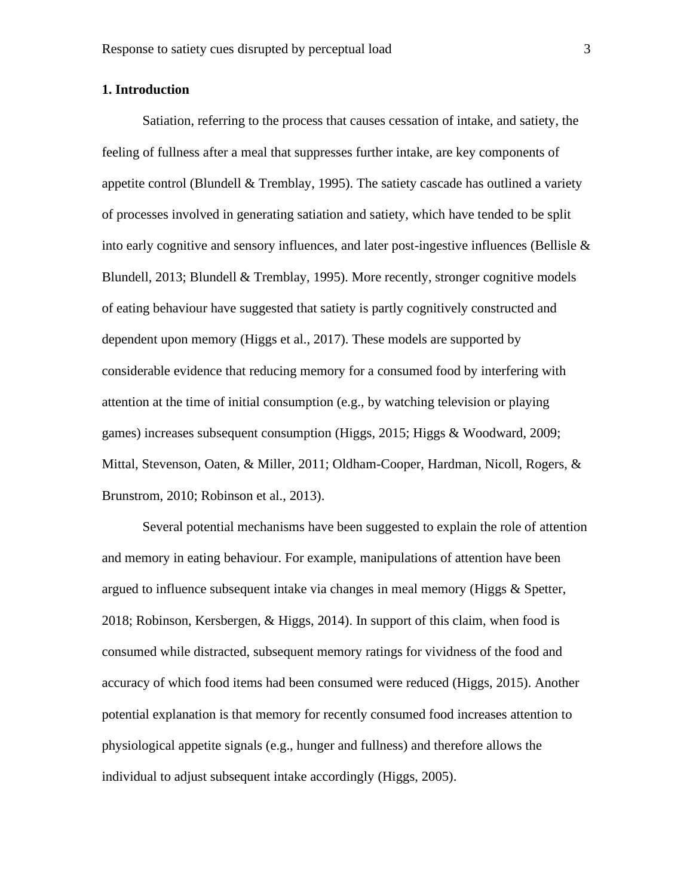## 1. Introduction

Satiation, referring to the process that causes cessation of intake, and satiety, the feeling of fullness after a meal that suppresses further intake, are key components of appetite control (Blundell & Tremblay, 1995). The satiety cascade has outlined a variety of processes involved in generating satiation and satiety, which have tended to be split into early cognitive and sensory influences, and later post-ingestive influences (Bellisle & Blundell, 2013; Blundell & Tremblay, 1995). More recently, stronger cognitive models of eating behaviour have suggested that satiety is partly cognitively constructed and dependent upon memory (Higgs et al., 2017). These models are supported by considerable evidence that reducing memory for a consumed food by interfering with attention at the time of initial consumption (e.g., by watching television or playing games) increases subsequent consumption (Higgs, 2015; Higgs & Woodward, 2009; Mittal, Stevenson, Oaten, & Miller, 2011; Oldham-Cooper, Hardman, Nicoll, Rogers, & Brunstrom, 2010; Robinson et al., 2013).

Several potential mechanisms have been suggested to explain the role of attention and memory in eating behaviour. For example, manipulations of attention have been argued to influence subsequent intake via changes in meal memory (Higgs & Spetter, 2018; Robinson, Kersbergen, & Higgs, 2014). In support of this claim, when food is consumed while distracted, subsequent memory ratings for vividness of the food and accuracy of which food items had been consumed were reduced (Higgs, 2015). Another potential explanation is that memory for recently consumed food increases attention to physiological appetite signals (e.g., hunger and fullness) and therefore allows the individual to adjust subsequent intake accordingly (Higgs, 2005).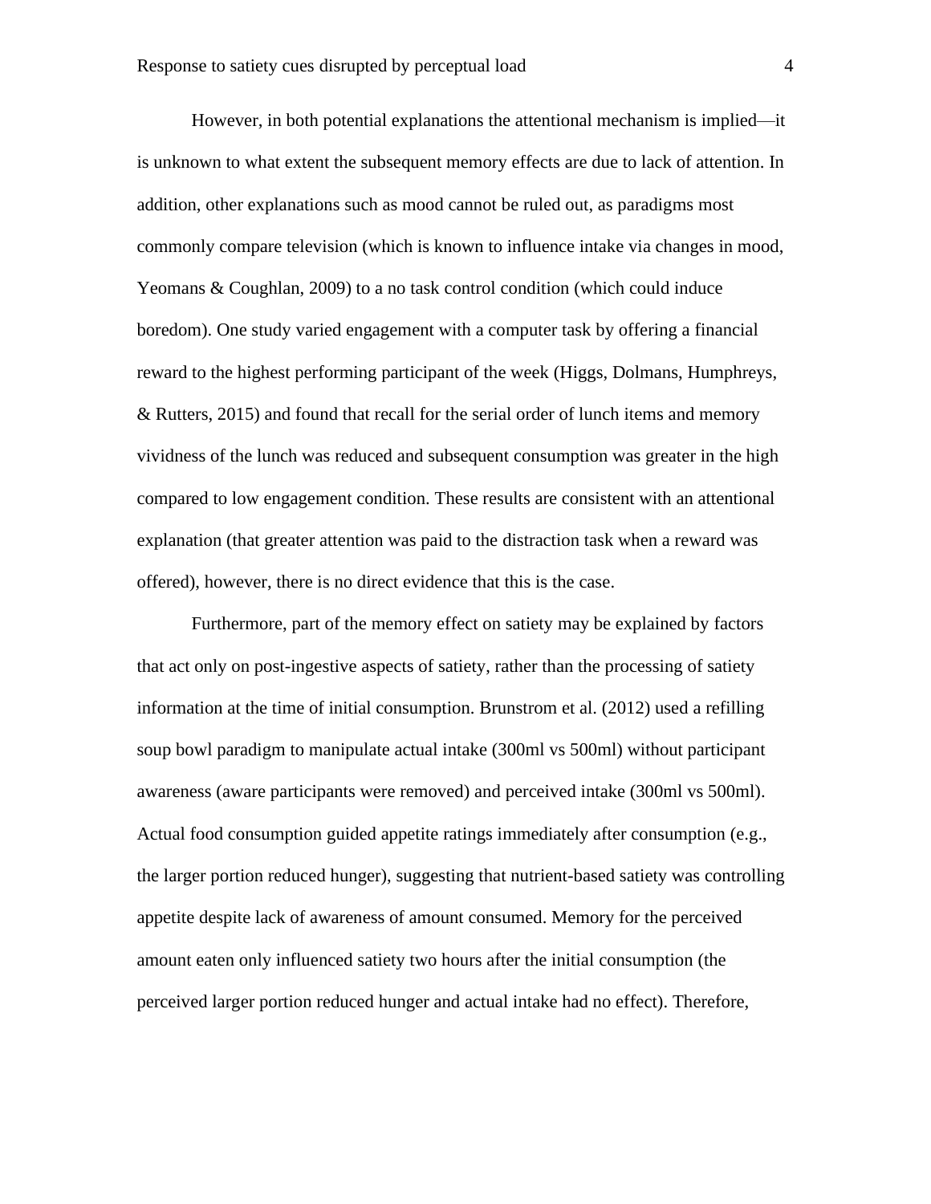However, in both potential explanations the attentional mechanism is implied—it is unknown to what extent the subsequent memory effects are due to lack of attention. In addition, other explanations such as mood cannot be ruled out, as paradigms most commonly compare television (which is known to influence intake via changes in mood, Yeomans & Coughlan, 2009) to a no task control condition (which could induce boredom). One study varied engagement with a computer task by offering a financial reward to the highest performing participant of the week (Higgs, Dolmans, Humphreys, & Rutters, 2015) and found that recall for the serial order of lunch items and memory vividness of the lunch was reduced and subsequent consumption was greater in the high compared to low engagement condition. These results are consistent with an attentional explanation (that greater attention was paid to the distraction task when a reward was offered), however, there is no direct evidence that this is the case.

Furthermore, part of the memory effect on satiety may be explained by factors that act only on post-ingestive aspects of satiety, rather than the processing of satiety information at the time of initial consumption. Brunstrom et al. (2012) used a refilling soup bowl paradigm to manipulate actual intake (300ml vs 500ml) without participant awareness (aware participants were removed) and perceived intake (300ml vs 500ml). Actual food consumption guided appetite ratings immediately after consumption (e.g., the larger portion reduced hunger), suggesting that nutrient-based satiety was controlling appetite despite lack of awareness of amount consumed. Memory for the perceived amount eaten only influenced satiety two hours after the initial consumption (the perceived larger portion reduced hunger and actual intake had no effect). Therefore,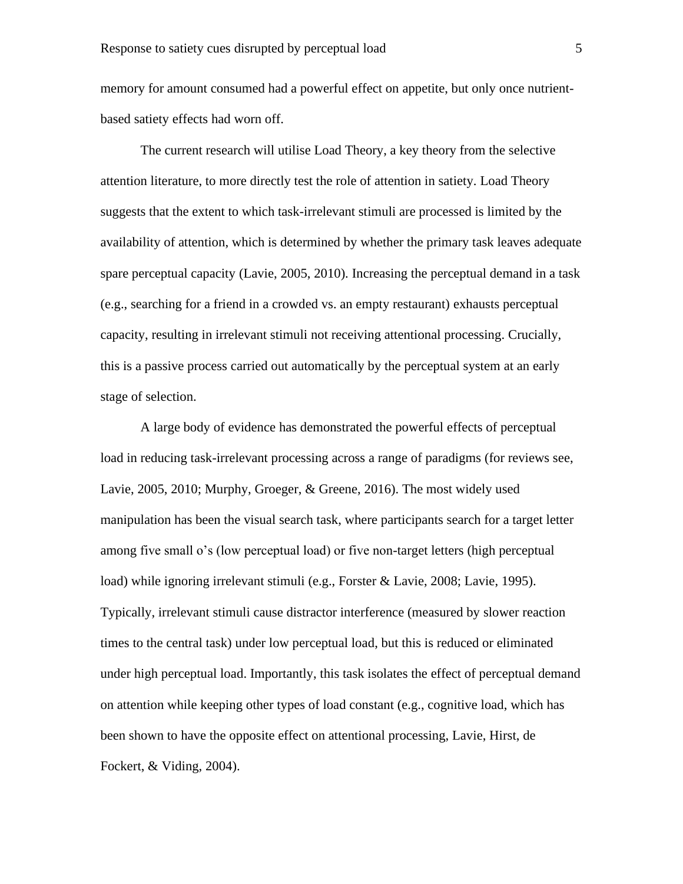memory for amount consumed had a powerful effect on appetite, but only once nutrient-based satiety effects had worn off.

The current research will utilise Load Theory, a key theory from the selective attention literature, to more directly test the role of attention in satiety. Load Theory suggests that the extent to which task-irrelevant stimuli are processed is limited by the availability of attention, which is determined by whether the primary task leaves adequate spare perceptual capacity (Lavie, 2005, 2010). Increasing the perceptual demand in a task (e.g., searching for a friend in a crowded vs. an empty restaurant) exhausts perceptual capacity, resulting in irrelevant stimuli not receiving attentional processing. Crucially, this is a passive process carried out automatically by the perceptual system at an early stage of selection.

A large body of evidence has demonstrated the powerful effects of perceptual load in reducing task-irrelevant processing across a range of paradigms (for reviews see, Lavie, 2005, 2010; Murphy, Groeger, & Greene, 2016). The most widely used manipulation has been the visual search task, where participants search for a target letter among five small o's (low perceptual load) or five non-target letters (high perceptual load) while ignoring irrelevant stimuli (e.g., Forster & Lavie, 2008; Lavie, 1995). Typically, irrelevant stimuli cause distractor interference (measured by slower reaction times to the central task) under low perceptual load, but this is reduced or eliminated under high perceptual load. Importantly, this task isolates the effect of perceptual demand on attention while keeping other types of load constant (e.g., cognitive load, which has been shown to have the opposite effect on attentional processing, Lavie, Hirst, de Fockert, & Viding, 2004).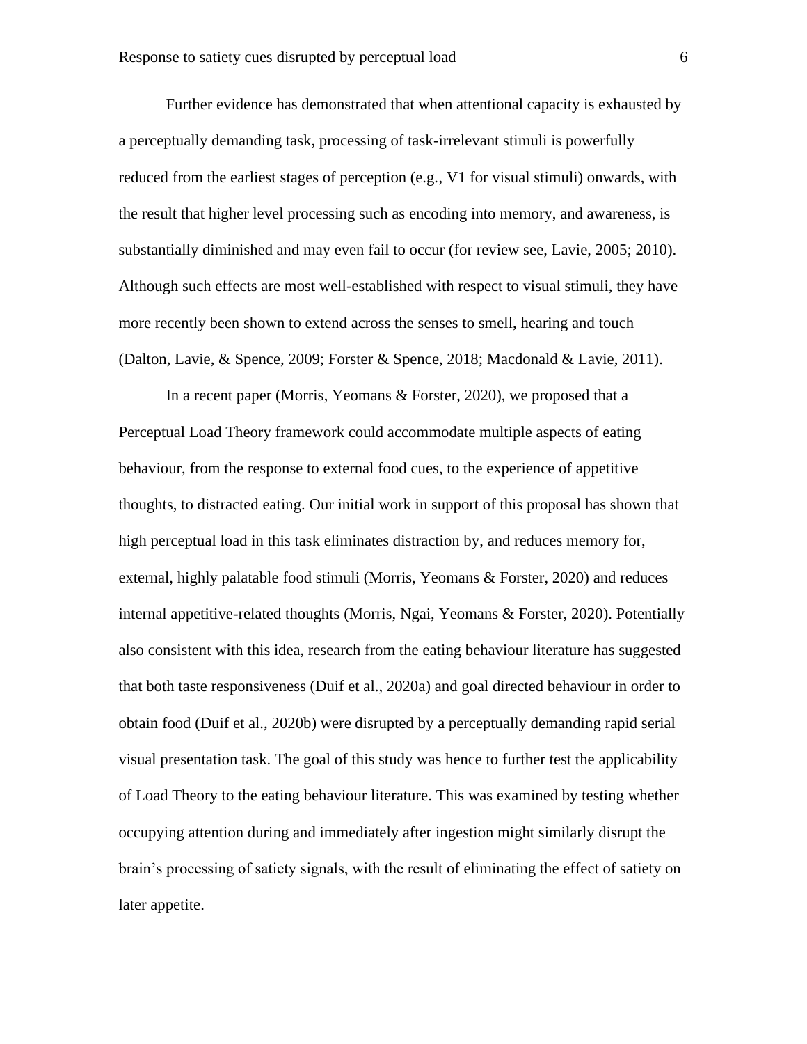Further evidence has demonstrated that when attentional capacity is exhausted by a perceptually demanding task, processing of task-irrelevant stimuli is powerfully reduced from the earliest stages of perception (e.g., V1 for visual stimuli) onwards, with the result that higher level processing such as encoding into memory, and awareness, is substantially diminished and may even fail to occur (for review see, Lavie, 2005; 2010). Although such effects are most well-established with respect to visual stimuli, they have more recently been shown to extend across the senses to smell, hearing and touch (Dalton, Lavie, & Spence, 2009; Forster & Spence, 2018; Macdonald & Lavie, 2011).

In a recent paper (Morris, Yeomans & Forster, 2020), we proposed that a Perceptual Load Theory framework could accommodate multiple aspects of eating behaviour, from the response to external food cues, to the experience of appetitive thoughts, to distracted eating. Our initial work in support of this proposal has shown that high perceptual load in this task eliminates distraction by, and reduces memory for, external, highly palatable food stimuli (Morris, Yeomans & Forster, 2020) and reduces internal appetitive-related thoughts (Morris, Ngai, Yeomans & Forster, 2020). Potentially also consistent with this idea, research from the eating behaviour literature has suggested that both taste responsiveness (Duif et al., 2020a) and goal directed behaviour in order to obtain food (Duif et al., 2020b) were disrupted by a perceptually demanding rapid serial visual presentation task. The goal of this study was hence to further test the applicability of Load Theory to the eating behaviour literature. This was examined by testing whether occupying attention during and immediately after ingestion might similarly disrupt the brain's processing of satiety signals, with the result of eliminating the effect of satiety on later appetite.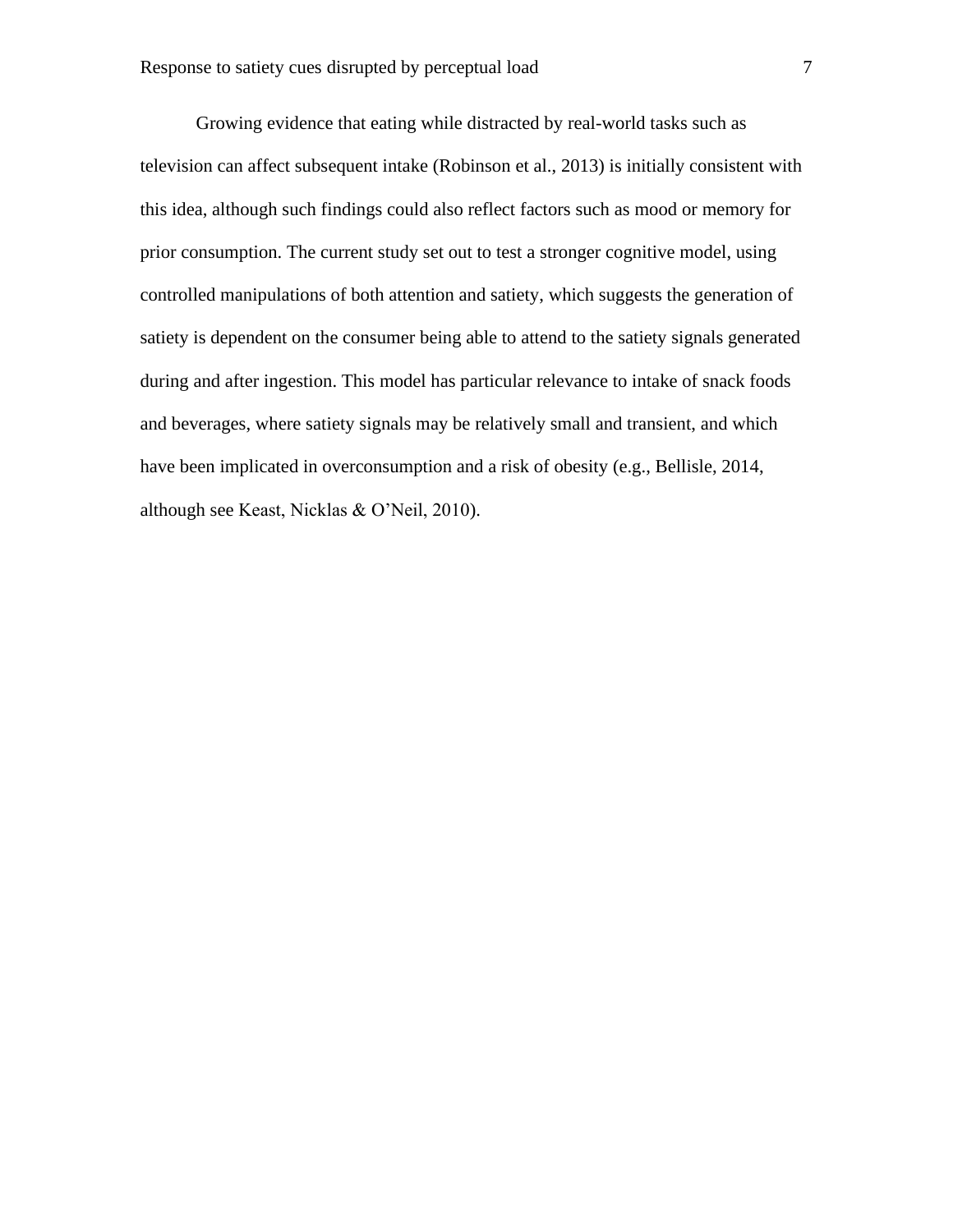Growing evidence that eating while distracted by real-world tasks such as television can affect subsequent intake (Robinson et al., 2013) is initially consistent with this idea, although such findings could also reflect factors such as mood or memory for prior consumption. The current study set out to test a stronger cognitive model, using controlled manipulations of both attention and satiety, which suggests the generation of satiety is dependent on the consumer being able to attend to the satiety signals generated during and after ingestion. This model has particular relevance to intake of snack foods and beverages, where satiety signals may be relatively small and transient, and which have been implicated in overconsumption and a risk of obesity (e.g., Bellisle, 2014, although see Keast, Nicklas & O'Neil, 2010).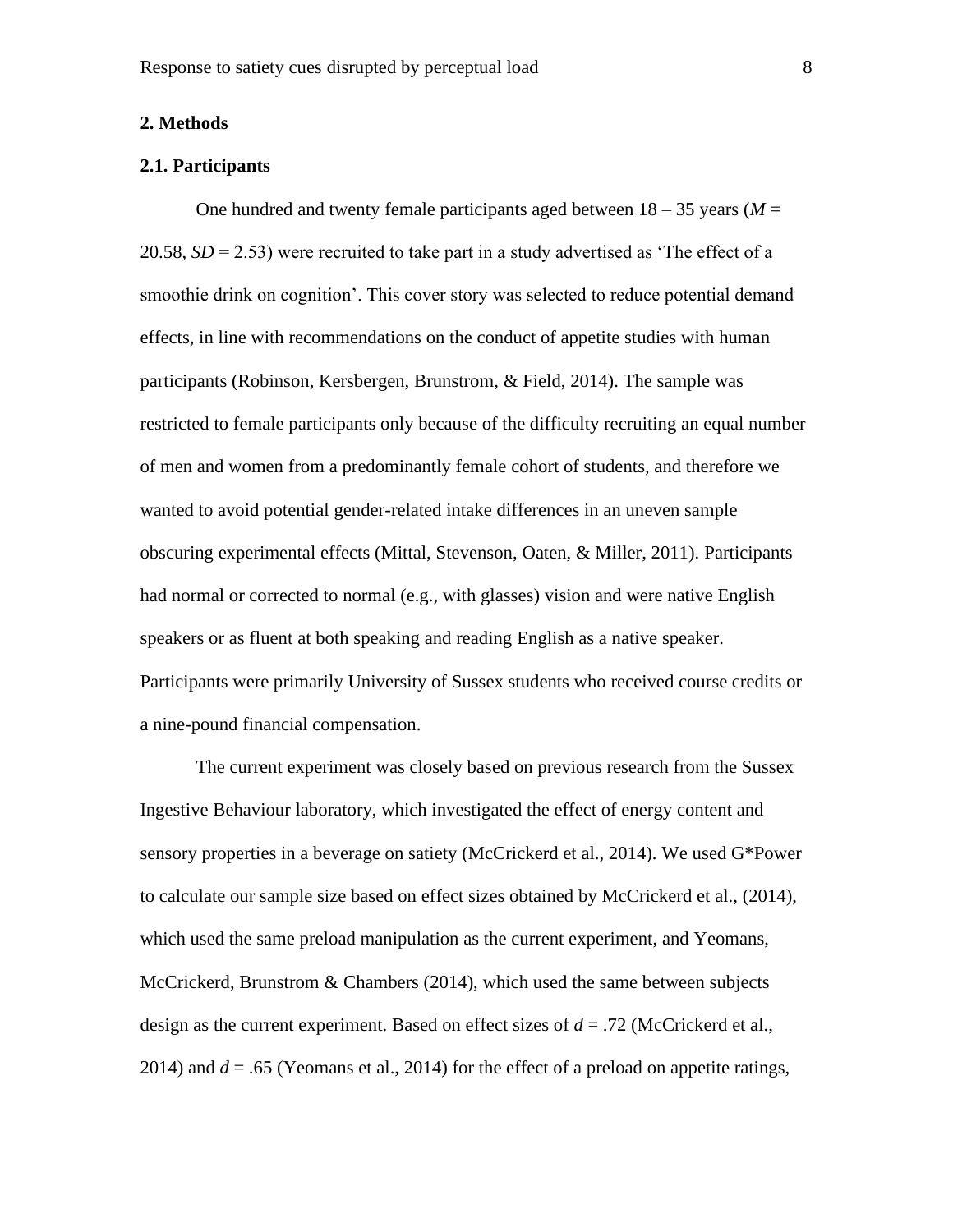## 2. Methods

### 2.1. Participants

One hundred and twenty female participants aged between 18 – 35 years (*M* = 20.58, *SD* = 2.53) were recruited to take part in a study advertised as 'The effect of a smoothie drink on cognition'. This cover story was selected to reduce potential demand effects, in line with recommendations on the conduct of appetite studies with human participants (Robinson, Kersbergen, Brunstrom, & Field, 2014). The sample was restricted to female participants only because of the difficulty recruiting an equal number of men and women from a predominantly female cohort of students, and therefore we wanted to avoid potential gender-related intake differences in an uneven sample obscuring experimental effects (Mittal, Stevenson, Oaten, & Miller, 2011). Participants had normal or corrected to normal (e.g., with glasses) vision and were native English speakers or as fluent at both speaking and reading English as a native speaker. Participants were primarily University of Sussex students who received course credits or a nine-pound financial compensation.

The current experiment was closely based on previous research from the Sussex Ingestive Behaviour laboratory, which investigated the effect of energy content and sensory properties in a beverage on satiety (McCrickerd et al., 2014). We used G*Power to calculate our sample size based on effect sizes obtained by McCrickerd et al., (2014), which used the same preload manipulation as the current experiment, and Yeomans, McCrickerd, Brunstrom & Chambers (2014), which used the same between subjects design as the current experiment. Based on effect sizes of *d* = .72 (McCrickerd et al., 2014) and *d* = .65 (Yeomans et al., 2014) for the effect of a preload on appetite ratings,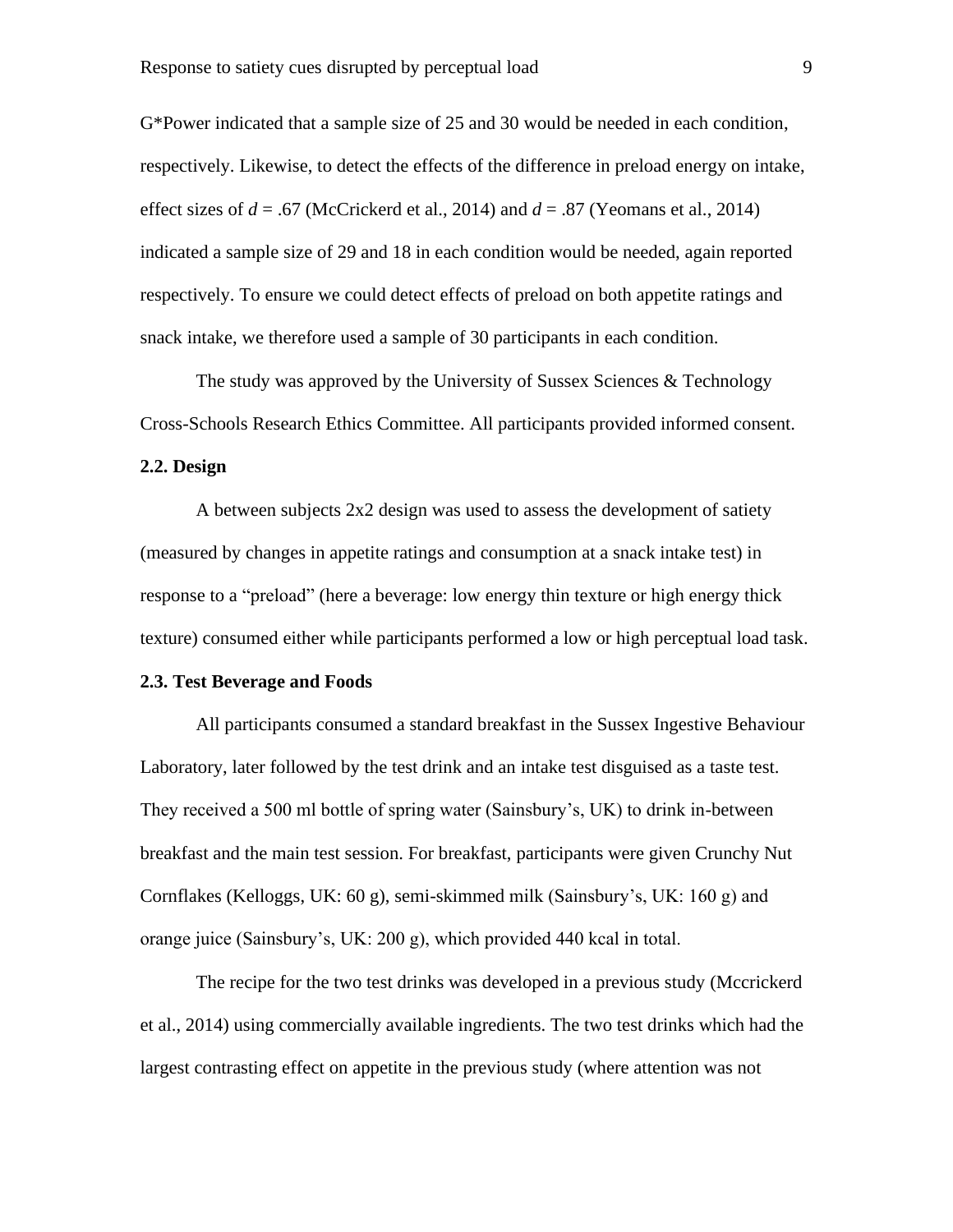G*Power indicated that a sample size of 25 and 30 would be needed in each condition, respectively. Likewise, to detect the effects of the difference in preload energy on intake, effect sizes of $d = .67$ (McCrickerd et al., 2014) and $d = .87$ (Yeomans et al., 2014) indicated a sample size of 29 and 18 in each condition would be needed, again reported respectively. To ensure we could detect effects of preload on both appetite ratings and snack intake, we therefore used a sample of 30 participants in each condition.

The study was approved by the University of Sussex Sciences & Technology Cross-Schools Research Ethics Committee. All participants provided informed consent.

### 2.2. Design

A between subjects 2x2 design was used to assess the development of satiety (measured by changes in appetite ratings and consumption at a snack intake test) in response to a "preload" (here a beverage: low energy thin texture or high energy thick texture) consumed either while participants performed a low or high perceptual load task.

### 2.3. Test Beverage and Foods

All participants consumed a standard breakfast in the Sussex Ingestive Behaviour Laboratory, later followed by the test drink and an intake test disguised as a taste test. They received a 500 ml bottle of spring water (Sainsbury's, UK) to drink in-between breakfast and the main test session. For breakfast, participants were given Crunchy Nut Cornflakes (Kelloggs, UK: 60 g), semi-skimmed milk (Sainsbury's, UK: 160 g) and orange juice (Sainsbury's, UK: 200 g), which provided 440 kcal in total.

The recipe for the two test drinks was developed in a previous study (Mccrickerd et al., 2014) using commercially available ingredients. The two test drinks which had the largest contrasting effect on appetite in the previous study (where attention was not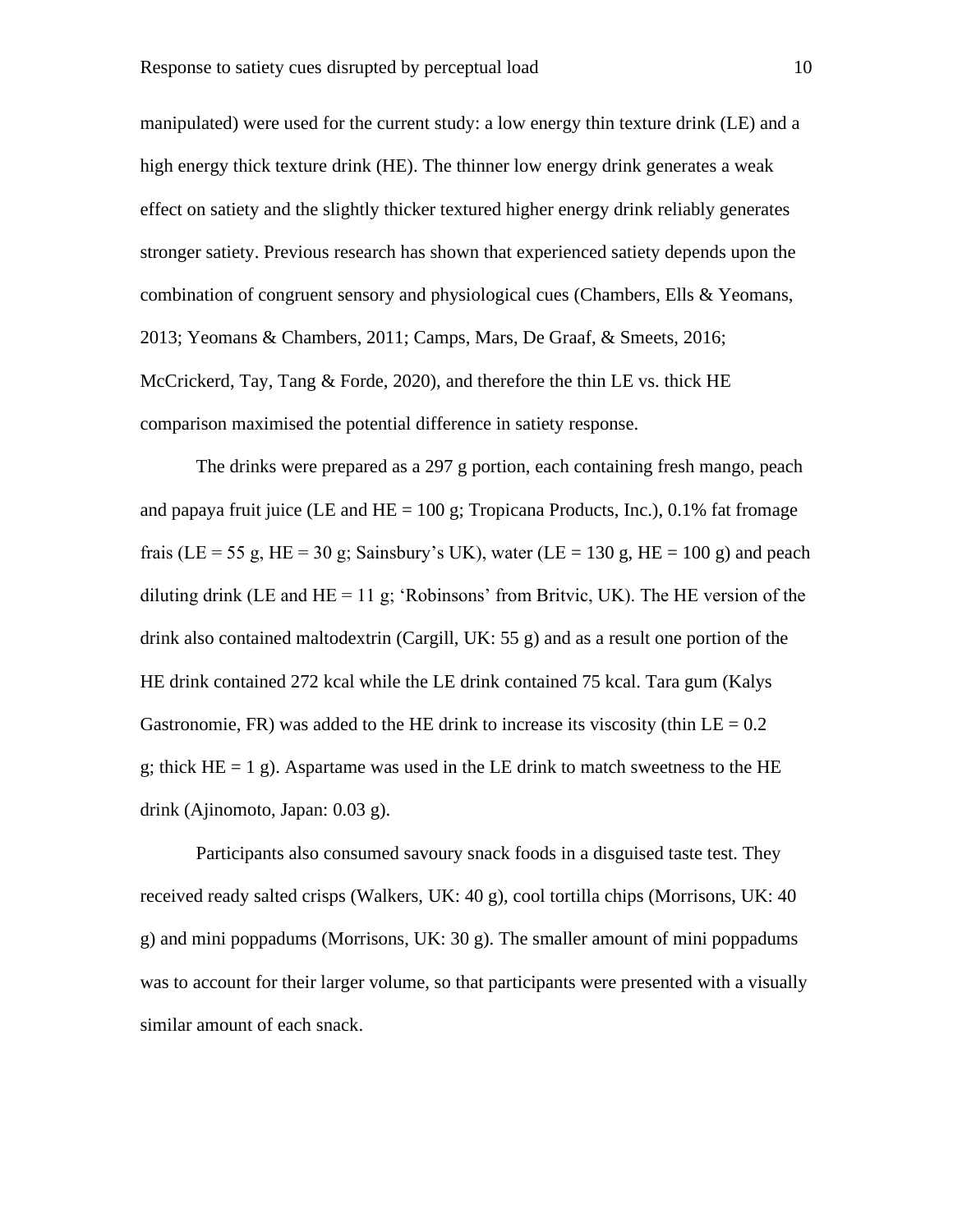manipulated) were used for the current study: a low energy thin texture drink (LE) and a high energy thick texture drink (HE). The thinner low energy drink generates a weak effect on satiety and the slightly thicker textured higher energy drink reliably generates stronger satiety. Previous research has shown that experienced satiety depends upon the combination of congruent sensory and physiological cues (Chambers, Ells & Yeomans, 2013; Yeomans & Chambers, 2011; Camps, Mars, De Graaf, & Smeets, 2016; McCrickerd, Tay, Tang & Forde, 2020), and therefore the thin LE vs. thick HE comparison maximised the potential difference in satiety response.

The drinks were prepared as a 297 g portion, each containing fresh mango, peach and papaya fruit juice (LE and HE = 100 g; Tropicana Products, Inc.), 0.1% fat fromage frais (LE = 55 g, HE = 30 g; Sainsbury's UK), water (LE = 130 g, HE = 100 g) and peach diluting drink (LE and HE = 11 g; 'Robinsons' from Britvic, UK). The HE version of the drink also contained maltodextrin (Cargill, UK: 55 g) and as a result one portion of the HE drink contained 272 kcal while the LE drink contained 75 kcal. Tara gum (Kalys Gastronomie, FR) was added to the HE drink to increase its viscosity (thin LE = 0.2 g; thick HE = 1 g). Aspartame was used in the LE drink to match sweetness to the HE drink (Ajinomoto, Japan: 0.03 g).

Participants also consumed savoury snack foods in a disguised taste test. They received ready salted crisps (Walkers, UK: 40 g), cool tortilla chips (Morrisons, UK: 40 g) and mini poppadums (Morrisons, UK: 30 g). The smaller amount of mini poppadums was to account for their larger volume, so that participants were presented with a visually similar amount of each snack.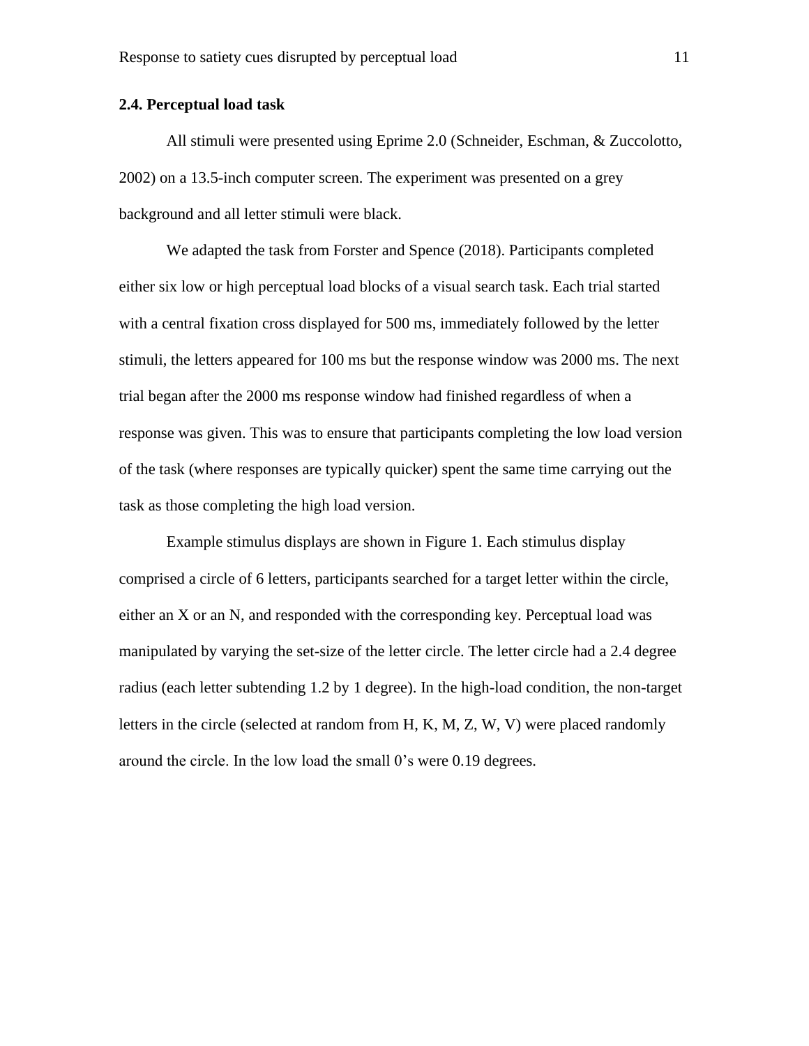### 2.4. Perceptual load task

All stimuli were presented using Eprime 2.0 (Schneider, Eschman, & Zuccolotto, 2002) on a 13.5-inch computer screen. The experiment was presented on a grey background and all letter stimuli were black.

We adapted the task from Forster and Spence (2018). Participants completed either six low or high perceptual load blocks of a visual search task. Each trial started with a central fixation cross displayed for 500 ms, immediately followed by the letter stimuli, the letters appeared for 100 ms but the response window was 2000 ms. The next trial began after the 2000 ms response window had finished regardless of when a response was given. This was to ensure that participants completing the low load version of the task (where responses are typically quicker) spent the same time carrying out the task as those completing the high load version.

Example stimulus displays are shown in Figure 1. Each stimulus display comprised a circle of 6 letters, participants searched for a target letter within the circle, either an X or an N, and responded with the corresponding key. Perceptual load was manipulated by varying the set-size of the letter circle. The letter circle had a 2.4 degree radius (each letter subtending 1.2 by 1 degree). In the high-load condition, the non-target letters in the circle (selected at random from H, K, M, Z, W, V) were placed randomly around the circle. In the low load the small 0's were 0.19 degrees.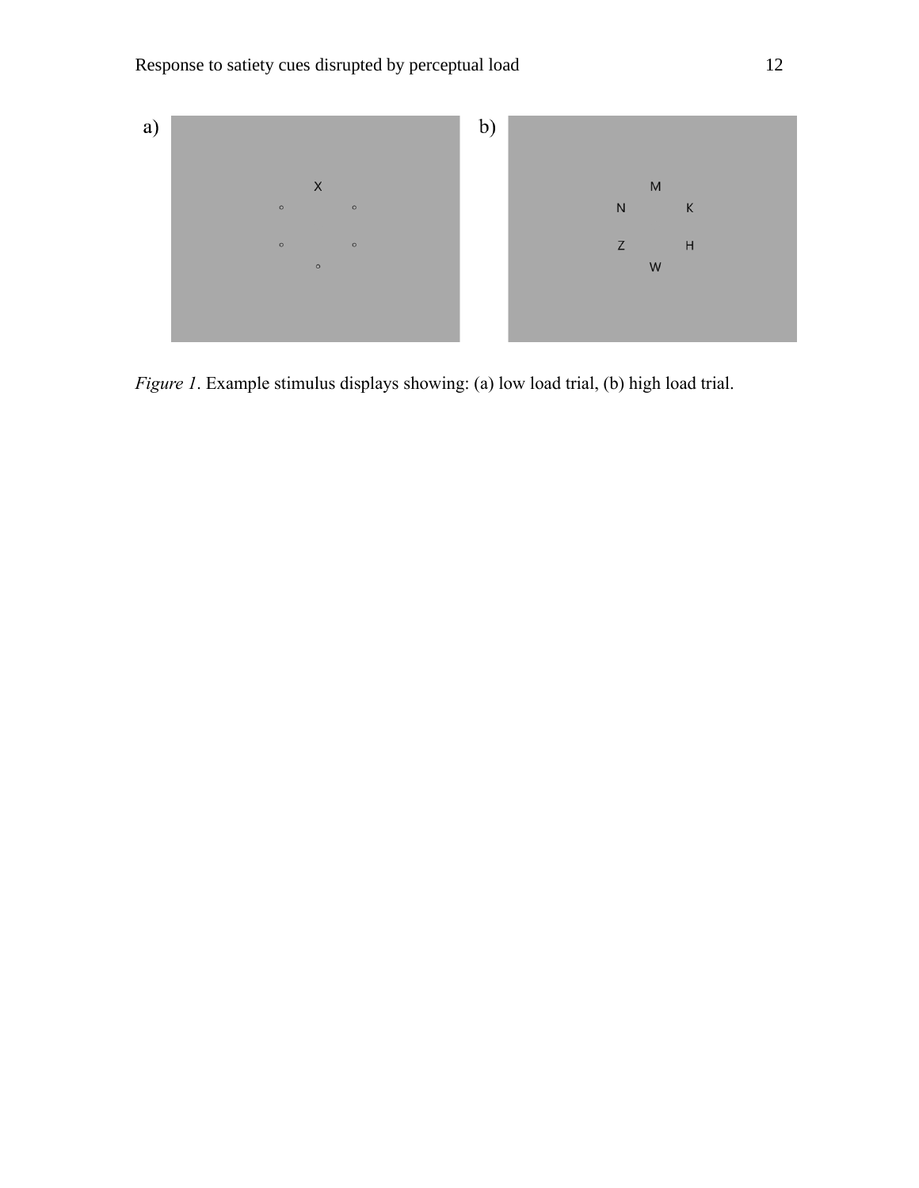a) 

b) 

*Figure 1*. Example stimulus displays showing: (a) low load trial, (b) high load trial.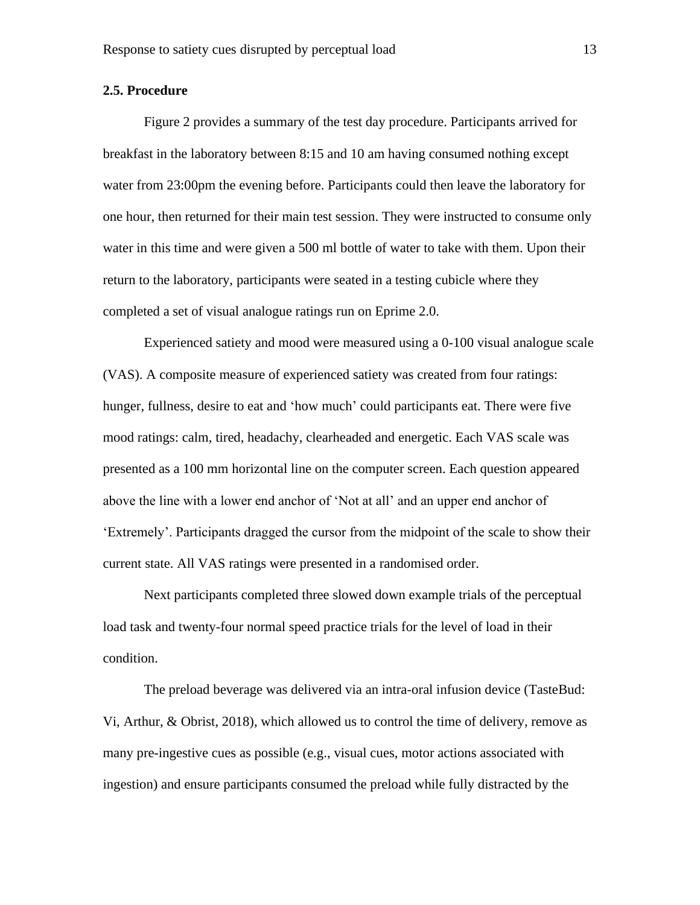### 2.5. Procedure

Figure 2 provides a summary of the test day procedure. Participants arrived for breakfast in the laboratory between 8:15 and 10 am having consumed nothing except water from 23:00pm the evening before. Participants could then leave the laboratory for one hour, then returned for their main test session. They were instructed to consume only water in this time and were given a 500 ml bottle of water to take with them. Upon their return to the laboratory, participants were seated in a testing cubicle where they completed a set of visual analogue ratings run on Eprime 2.0.

Experienced satiety and mood were measured using a 0-100 visual analogue scale (VAS). A composite measure of experienced satiety was created from four ratings: hunger, fullness, desire to eat and 'how much' could participants eat. There were five mood ratings: calm, tired, headachy, clearheaded and energetic. Each VAS scale was presented as a 100 mm horizontal line on the computer screen. Each question appeared above the line with a lower end anchor of 'Not at all' and an upper end anchor of 'Extremely'. Participants dragged the cursor from the midpoint of the scale to show their current state. All VAS ratings were presented in a randomised order.

Next participants completed three slowed down example trials of the perceptual load task and twenty-four normal speed practice trials for the level of load in their condition.

The preload beverage was delivered via an intra-oral infusion device (TasteBud: Vi, Arthur, & Obrist, 2018), which allowed us to control the time of delivery, remove as many pre-ingestive cues as possible (e.g., visual cues, motor actions associated with ingestion) and ensure participants consumed the preload while fully distracted by the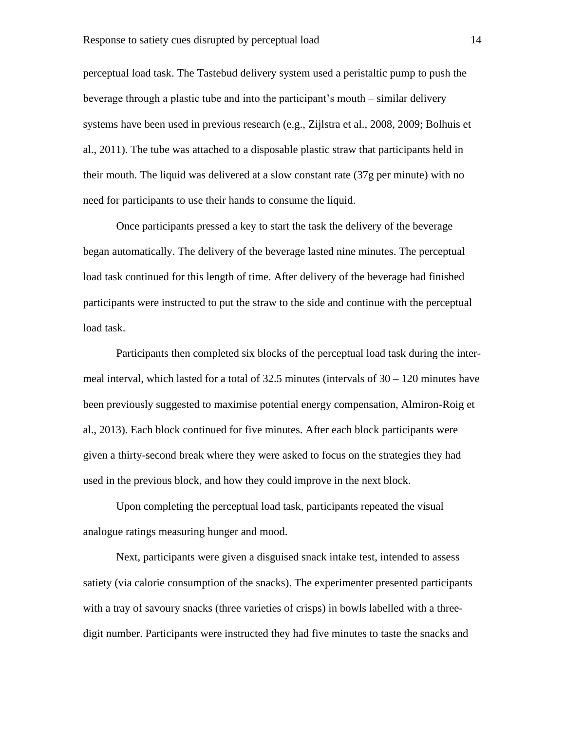perceptual load task. The Tastebud delivery system used a peristaltic pump to push the beverage through a plastic tube and into the participant's mouth – similar delivery systems have been used in previous research (e.g., Zijlstra et al., 2008, 2009; Bolhuis et al., 2011). The tube was attached to a disposable plastic straw that participants held in their mouth. The liquid was delivered at a slow constant rate (37g per minute) with no need for participants to use their hands to consume the liquid.

Once participants pressed a key to start the task the delivery of the beverage began automatically. The delivery of the beverage lasted nine minutes. The perceptual load task continued for this length of time. After delivery of the beverage had finished participants were instructed to put the straw to the side and continue with the perceptual load task.

Participants then completed six blocks of the perceptual load task during the inter-meal interval, which lasted for a total of 32.5 minutes (intervals of 30 – 120 minutes have been previously suggested to maximise potential energy compensation, Almiron-Roig et al., 2013). Each block continued for five minutes. After each block participants were given a thirty-second break where they were asked to focus on the strategies they had used in the previous block, and how they could improve in the next block.

Upon completing the perceptual load task, participants repeated the visual analogue ratings measuring hunger and mood.

Next, participants were given a disguised snack intake test, intended to assess satiety (via calorie consumption of the snacks). The experimenter presented participants with a tray of savoury snacks (three varieties of crisps) in bowls labelled with a three-digit number. Participants were instructed they had five minutes to taste the snacks and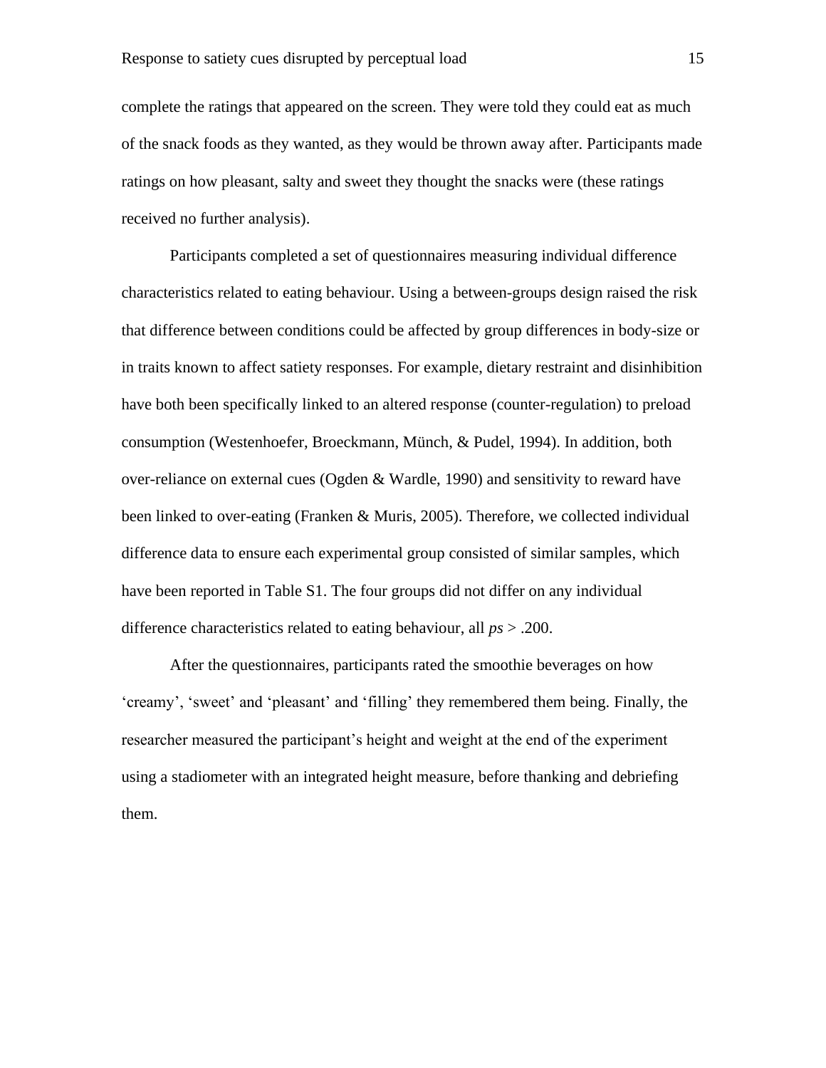complete the ratings that appeared on the screen. They were told they could eat as much of the snack foods as they wanted, as they would be thrown away after. Participants made ratings on how pleasant, salty and sweet they thought the snacks were (these ratings received no further analysis).

Participants completed a set of questionnaires measuring individual difference characteristics related to eating behaviour. Using a between-groups design raised the risk that difference between conditions could be affected by group differences in body-size or in traits known to affect satiety responses. For example, dietary restraint and disinhibition have both been specifically linked to an altered response (counter-regulation) to preload consumption (Westenhoefer, Broeckmann, Münch, & Pudel, 1994). In addition, both over-reliance on external cues (Ogden & Wardle, 1990) and sensitivity to reward have been linked to over-eating (Franken & Muris, 2005). Therefore, we collected individual difference data to ensure each experimental group consisted of similar samples, which have been reported in Table S1. The four groups did not differ on any individual difference characteristics related to eating behaviour, all *ps* > .200.

After the questionnaires, participants rated the smoothie beverages on how ‘creamy’, ‘sweet’ and ‘pleasant’ and ‘filling’ they remembered them being. Finally, the researcher measured the participant’s height and weight at the end of the experiment using a stadiometer with an integrated height measure, before thanking and debriefing them.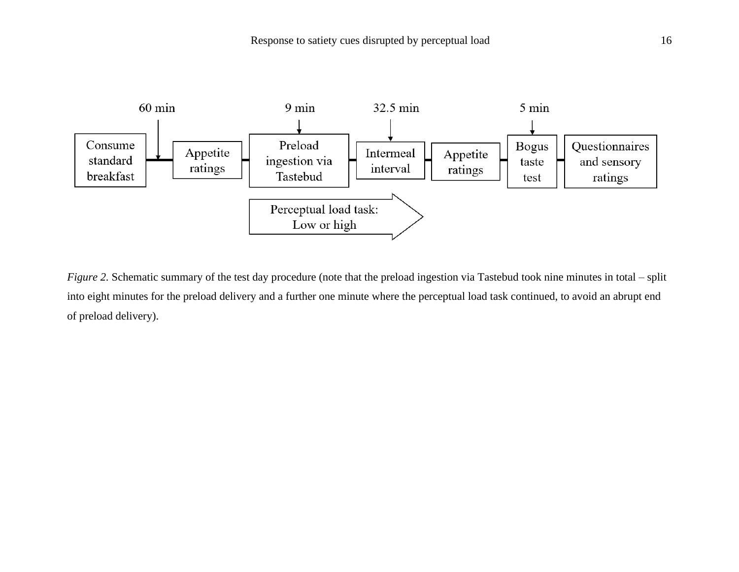*Figure 2.* Schematic summary of the test day procedure (note that the preload ingestion via Tastebud took nine minutes in total – split into eight minutes for the preload delivery and a further one minute where the perceptual load task continued, to avoid an abrupt end of preload delivery).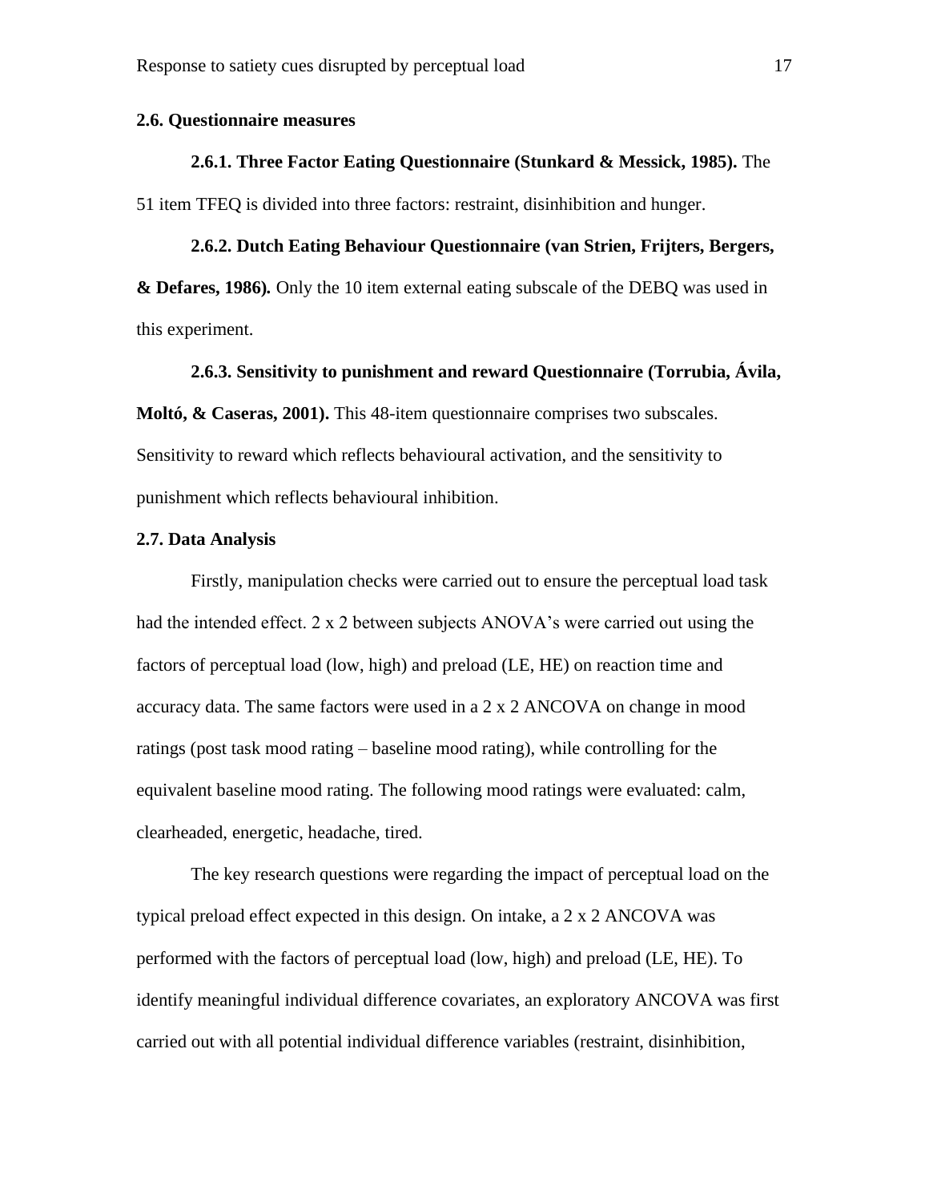## 2.6. Questionnaire measures

**2.6.1. Three Factor Eating Questionnaire (Stunkard & Messick, 1985).** The 51 item TFEQ is divided into three factors: restraint, disinhibition and hunger.

**2.6.2. Dutch Eating Behaviour Questionnaire (van Strien, Frijters, Bergers, & Defares, 1986).** Only the 10 item external eating subscale of the DEBQ was used in this experiment.

**2.6.3. Sensitivity to punishment and reward Questionnaire (Torrubia, Ávila, Moltó, & Caseras, 2001).** This 48-item questionnaire comprises two subscales. Sensitivity to reward which reflects behavioural activation, and the sensitivity to punishment which reflects behavioural inhibition.

## 2.7. Data Analysis

Firstly, manipulation checks were carried out to ensure the perceptual load task had the intended effect. 2 x 2 between subjects ANOVA's were carried out using the factors of perceptual load (low, high) and preload (LE, HE) on reaction time and accuracy data. The same factors were used in a 2 x 2 ANCOVA on change in mood ratings (post task mood rating – baseline mood rating), while controlling for the equivalent baseline mood rating. The following mood ratings were evaluated: calm, clearheaded, energetic, headache, tired.

The key research questions were regarding the impact of perceptual load on the typical preload effect expected in this design. On intake, a 2 x 2 ANCOVA was performed with the factors of perceptual load (low, high) and preload (LE, HE). To identify meaningful individual difference covariates, an exploratory ANCOVA was first carried out with all potential individual difference variables (restraint, disinhibition,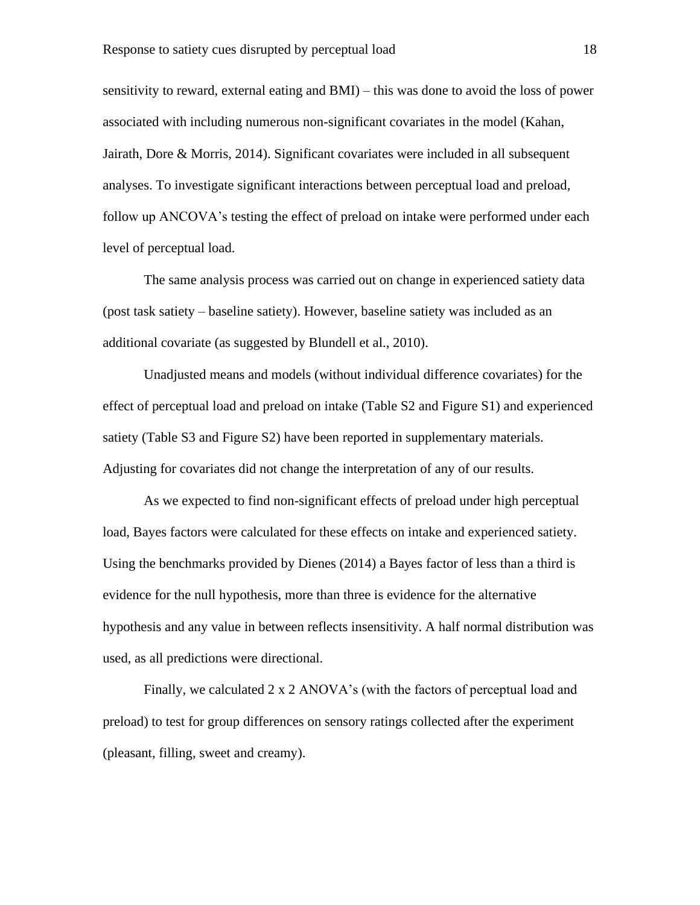sensitivity to reward, external eating and BMI) – this was done to avoid the loss of power associated with including numerous non-significant covariates in the model (Kahan, Jairath, Dore & Morris, 2014). Significant covariates were included in all subsequent analyses. To investigate significant interactions between perceptual load and preload, follow up ANCOVA's testing the effect of preload on intake were performed under each level of perceptual load.

The same analysis process was carried out on change in experienced satiety data (post task satiety – baseline satiety). However, baseline satiety was included as an additional covariate (as suggested by Blundell et al., 2010).

Unadjusted means and models (without individual difference covariates) for the effect of perceptual load and preload on intake (Table S2 and Figure S1) and experienced satiety (Table S3 and Figure S2) have been reported in supplementary materials. Adjusting for covariates did not change the interpretation of any of our results.

As we expected to find non-significant effects of preload under high perceptual load, Bayes factors were calculated for these effects on intake and experienced satiety. Using the benchmarks provided by Dienes (2014) a Bayes factor of less than a third is evidence for the null hypothesis, more than three is evidence for the alternative hypothesis and any value in between reflects insensitivity. A half normal distribution was used, as all predictions were directional.

Finally, we calculated 2 x 2 ANOVA's (with the factors of perceptual load and preload) to test for group differences on sensory ratings collected after the experiment (pleasant, filling, sweet and creamy).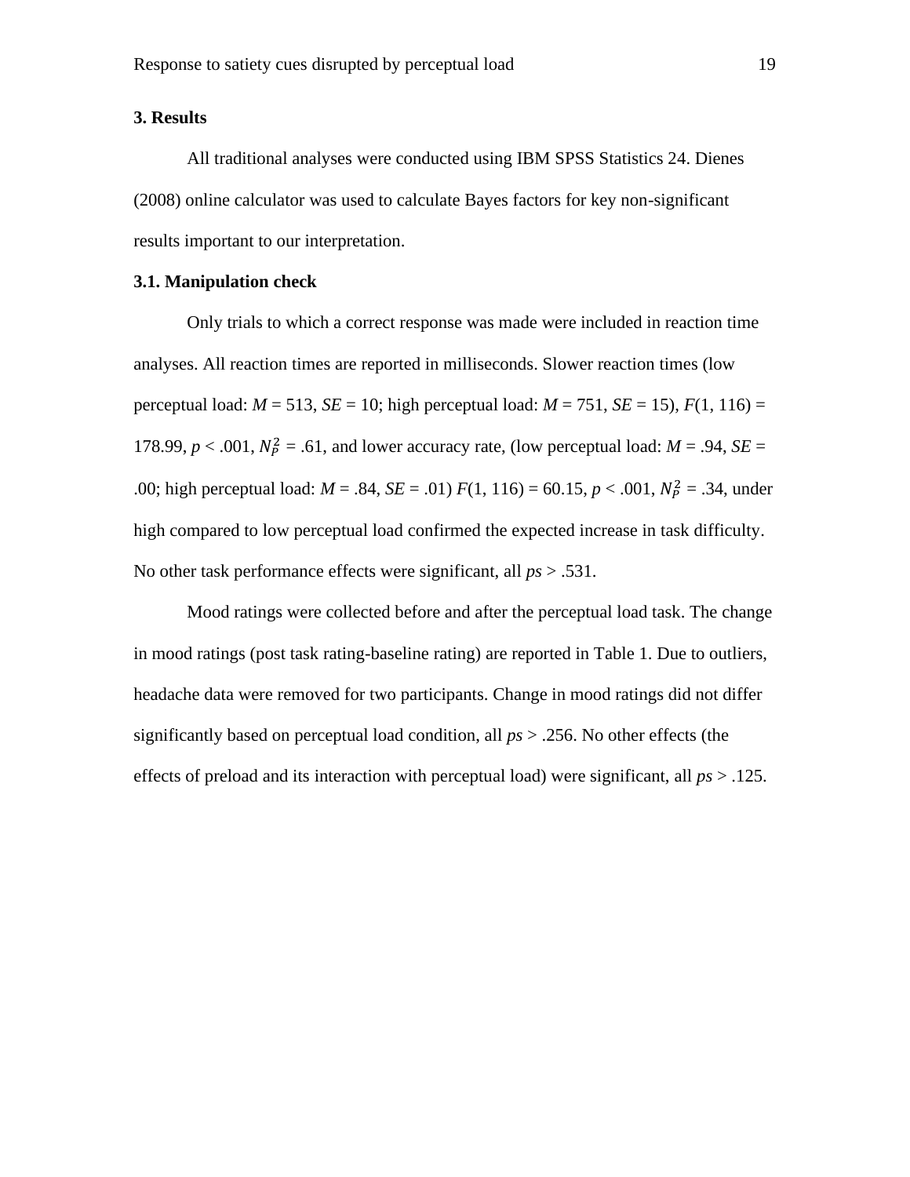## 3. Results

All traditional analyses were conducted using IBM SPSS Statistics 24. Dienes (2008) online calculator was used to calculate Bayes factors for key non-significant results important to our interpretation.

### 3.1. Manipulation check

Only trials to which a correct response was made were included in reaction time analyses. All reaction times are reported in milliseconds. Slower reaction times (low perceptual load: *M* = 513, *SE* = 10; high perceptual load: *M* = 751, *SE* = 15), $F(1, 116) = 178.99$, $p < .001$, $N_P^2 = .61$, and lower accuracy rate, (low perceptual load: *M* = .94, *SE* = .00; high perceptual load: *M* = .84, *SE* = .01) $F(1, 116) = 60.15$, $p < .001$, $N_P^2 = .34$, under high compared to low perceptual load confirmed the expected increase in task difficulty. No other task performance effects were significant, all *ps* > .531.

Mood ratings were collected before and after the perceptual load task. The change in mood ratings (post task rating-baseline rating) are reported in Table 1. Due to outliers, headache data were removed for two participants. Change in mood ratings did not differ significantly based on perceptual load condition, all *ps* > .256. No other effects (the effects of preload and its interaction with perceptual load) were significant, all *ps* > .125.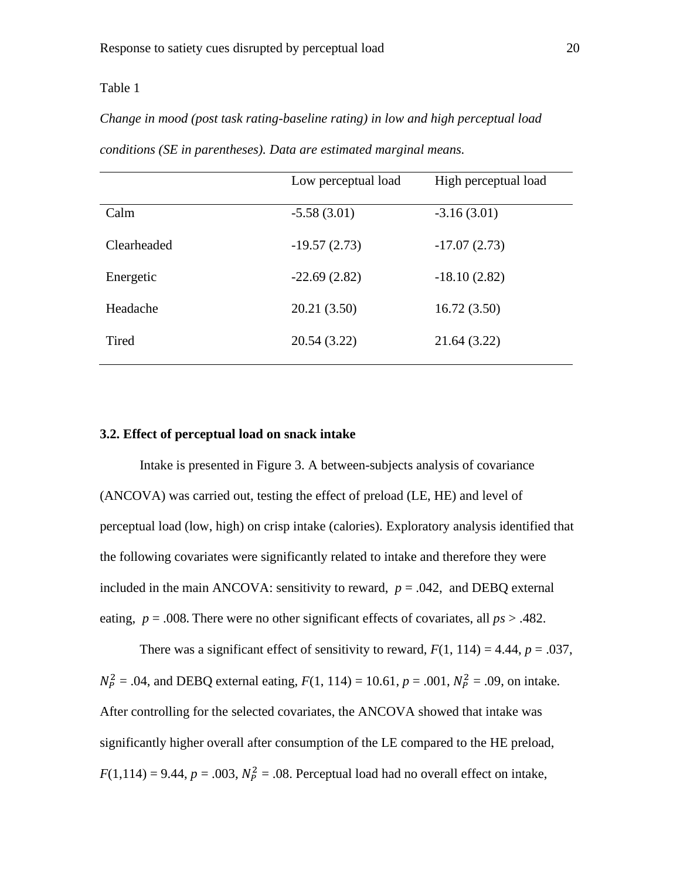Table 1

*Change in mood (post task rating-baseline rating) in low and high perceptual load conditions (SE in parentheses). Data are estimated marginal means.*

| | Low perceptual load | High perceptual load |
|---|---|---|
| Calm | -5.58 (3.01) | -3.16 (3.01) |
| Clearheaded | -19.57 (2.73) | -17.07 (2.73) |
| Energetic | -22.69 (2.82) | -18.10 (2.82) |
| Headache | 20.21 (3.50) | 16.72 (3.50) |
| Tired | 20.54 (3.22) | 21.64 (3.22) |

### 3.2. Effect of perceptual load on snack intake

Intake is presented in Figure 3. A between-subjects analysis of covariance (ANCOVA) was carried out, testing the effect of preload (LE, HE) and level of perceptual load (low, high) on crisp intake (calories). Exploratory analysis identified that the following covariates were significantly related to intake and therefore they were included in the main ANCOVA: sensitivity to reward, $p$ = .042, and DEBQ external eating, $p$ = .008. There were no other significant effects of covariates, all *ps* > .482.

There was a significant effect of sensitivity to reward, $F(1, 114) = 4.44$, $p = .037$, $N_P^2 = .04$, and DEBQ external eating, $F(1, 114) = 10.61$, $p = .001$, $N_P^2 = .09$, on intake. After controlling for the selected covariates, the ANCOVA showed that intake was significantly higher overall after consumption of the LE compared to the HE preload, $F(1,114) = 9.44$, $p = .003$, $N_P^2 = .08$. Perceptual load had no overall effect on intake,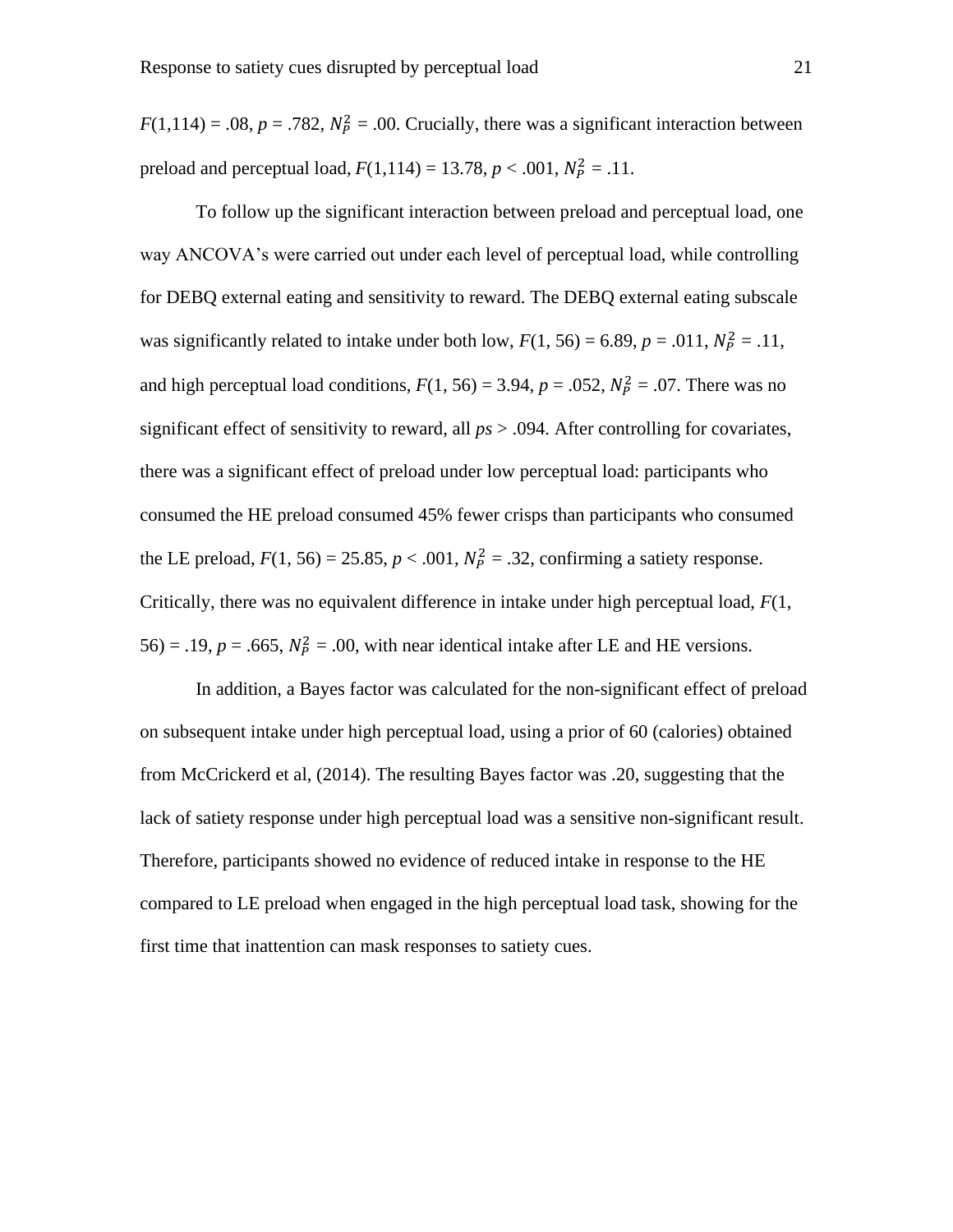$F(1,114) = .08$, $p = .782$, $N_P^2 = .00$. Crucially, there was a significant interaction between preload and perceptual load, $F(1,114) = 13.78$, $p < .001$, $N_P^2 = .11$.

To follow up the significant interaction between preload and perceptual load, one way ANCOVA's were carried out under each level of perceptual load, while controlling for DEBQ external eating and sensitivity to reward. The DEBQ external eating subscale was significantly related to intake under both low, $F(1, 56) = 6.89$, $p = .011$, $N_P^2 = .11$, and high perceptual load conditions, $F(1, 56) = 3.94$, $p = .052$, $N_P^2 = .07$. There was no significant effect of sensitivity to reward, all *ps* > .094. After controlling for covariates, there was a significant effect of preload under low perceptual load: participants who consumed the HE preload consumed 45% fewer crisps than participants who consumed the LE preload, $F(1, 56) = 25.85$, $p < .001$, $N_P^2 = .32$, confirming a satiety response. Critically, there was no equivalent difference in intake under high perceptual load, $F(1, 56) = .19$, $p = .665$, $N_P^2 = .00$, with near identical intake after LE and HE versions.

In addition, a Bayes factor was calculated for the non-significant effect of preload on subsequent intake under high perceptual load, using a prior of 60 (calories) obtained from McCrickerd et al, (2014). The resulting Bayes factor was .20, suggesting that the lack of satiety response under high perceptual load was a sensitive non-significant result. Therefore, participants showed no evidence of reduced intake in response to the HE compared to LE preload when engaged in the high perceptual load task, showing for the first time that inattention can mask responses to satiety cues.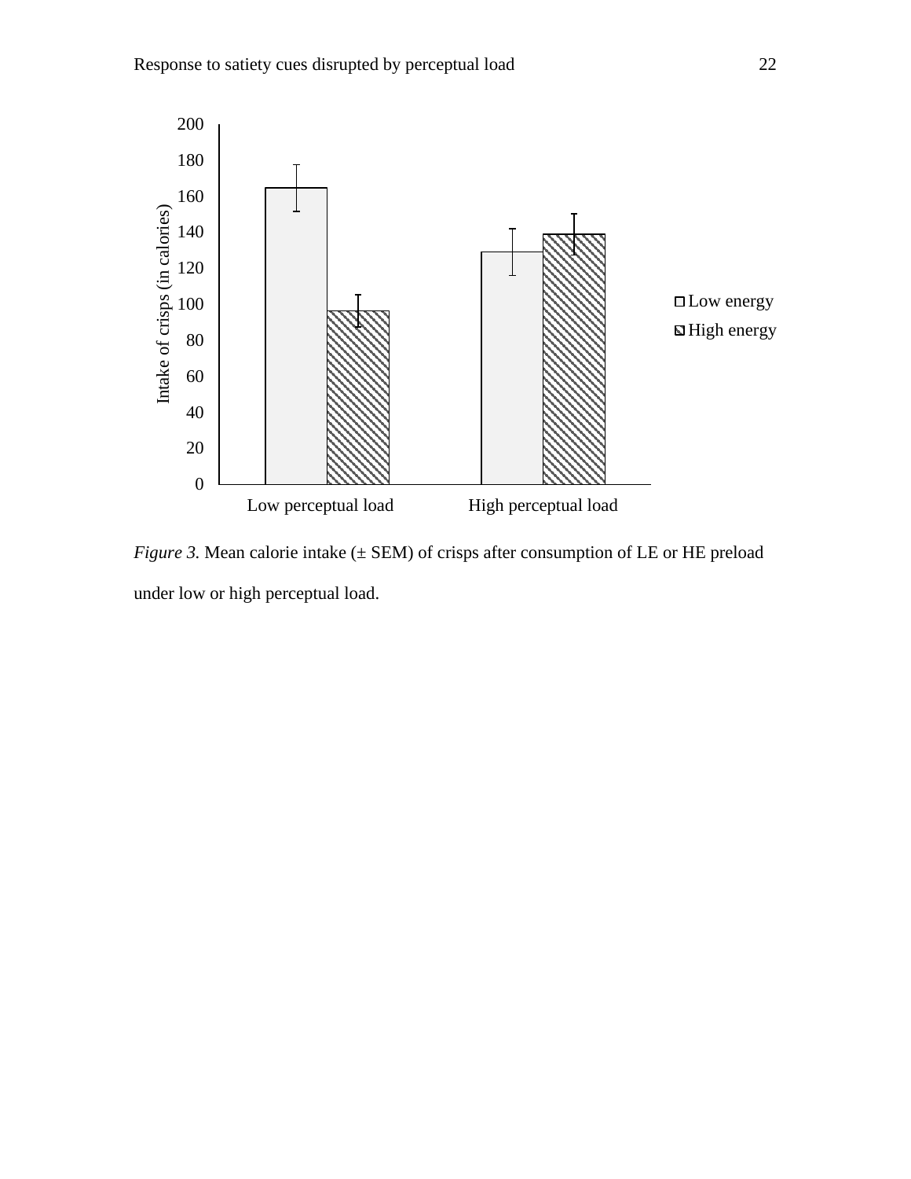*Figure 3.* Mean calorie intake (± SEM) of crisps after consumption of LE or HE preload under low or high perceptual load.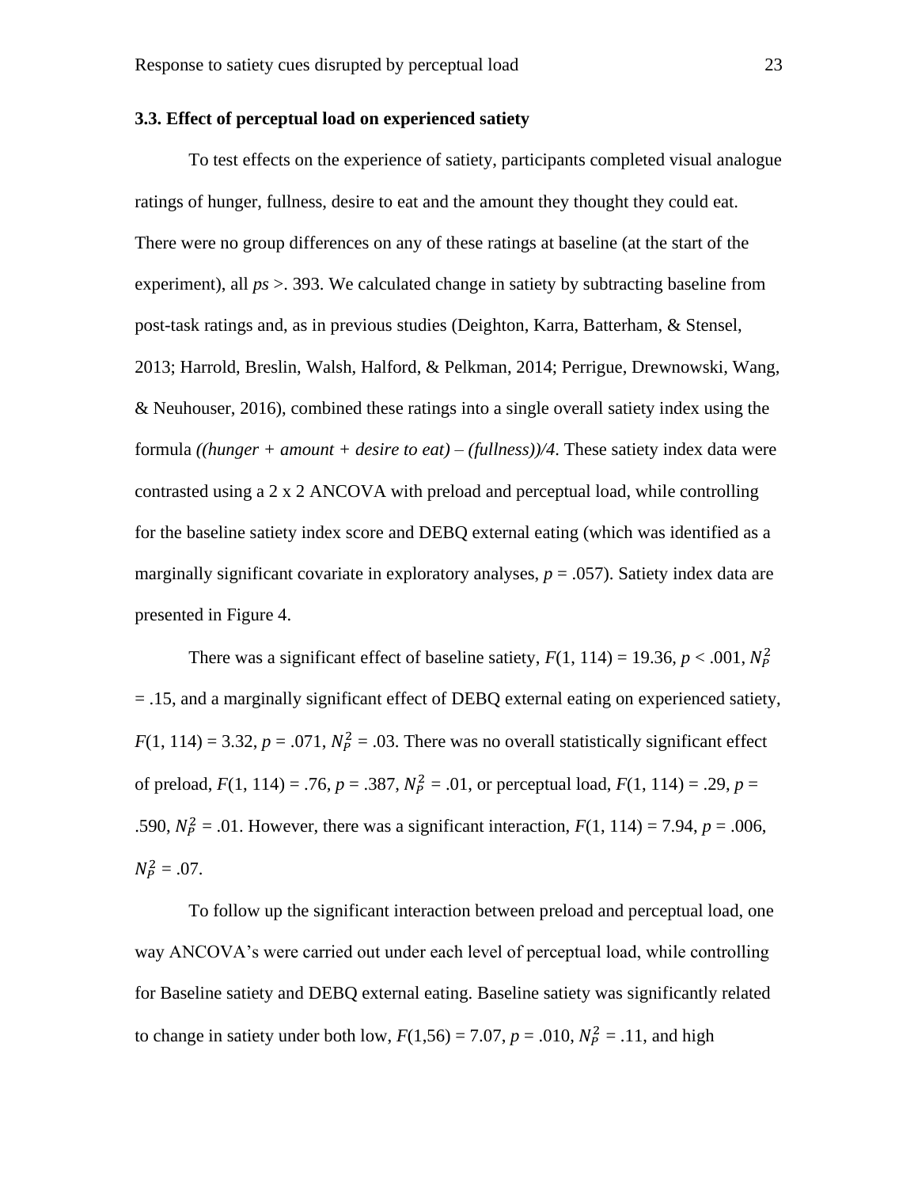### 3.3. Effect of perceptual load on experienced satiety

To test effects on the experience of satiety, participants completed visual analogue ratings of hunger, fullness, desire to eat and the amount they thought they could eat. There were no group differences on any of these ratings at baseline (at the start of the experiment), all *ps* >. 393. We calculated change in satiety by subtracting baseline from post-task ratings and, as in previous studies (Deighton, Karra, Batterham, & Stensel, 2013; Harrold, Breslin, Walsh, Halford, & Pelkman, 2014; Perrigue, Drewnowski, Wang, & Neuhouser, 2016), combined these ratings into a single overall satiety index using the formula *((hunger + amount + desire to eat) – (fullness))/4*. These satiety index data were contrasted using a 2 x 2 ANCOVA with preload and perceptual load, while controlling for the baseline satiety index score and DEBQ external eating (which was identified as a marginally significant covariate in exploratory analyses, $p = .057$). Satiety index data are presented in Figure 4.

There was a significant effect of baseline satiety, $F(1, 114) = 19.36$, $p < .001$, $N_P^2 = .15$, and a marginally significant effect of DEBQ external eating on experienced satiety, $F(1, 114) = 3.32$, $p = .071$, $N_P^2 = .03$. There was no overall statistically significant effect of preload, $F(1, 114) = .76$, $p = .387$, $N_P^2 = .01$, or perceptual load, $F(1, 114) = .29$, $p = .590$, $N_P^2 = .01$. However, there was a significant interaction, $F(1, 114) = 7.94$, $p = .006$, $N_P^2 = .07$.

To follow up the significant interaction between preload and perceptual load, one way ANCOVA's were carried out under each level of perceptual load, while controlling for Baseline satiety and DEBQ external eating. Baseline satiety was significantly related to change in satiety under both low, $F(1,56) = 7.07$, $p = .010$, $N_P^2 = .11$, and high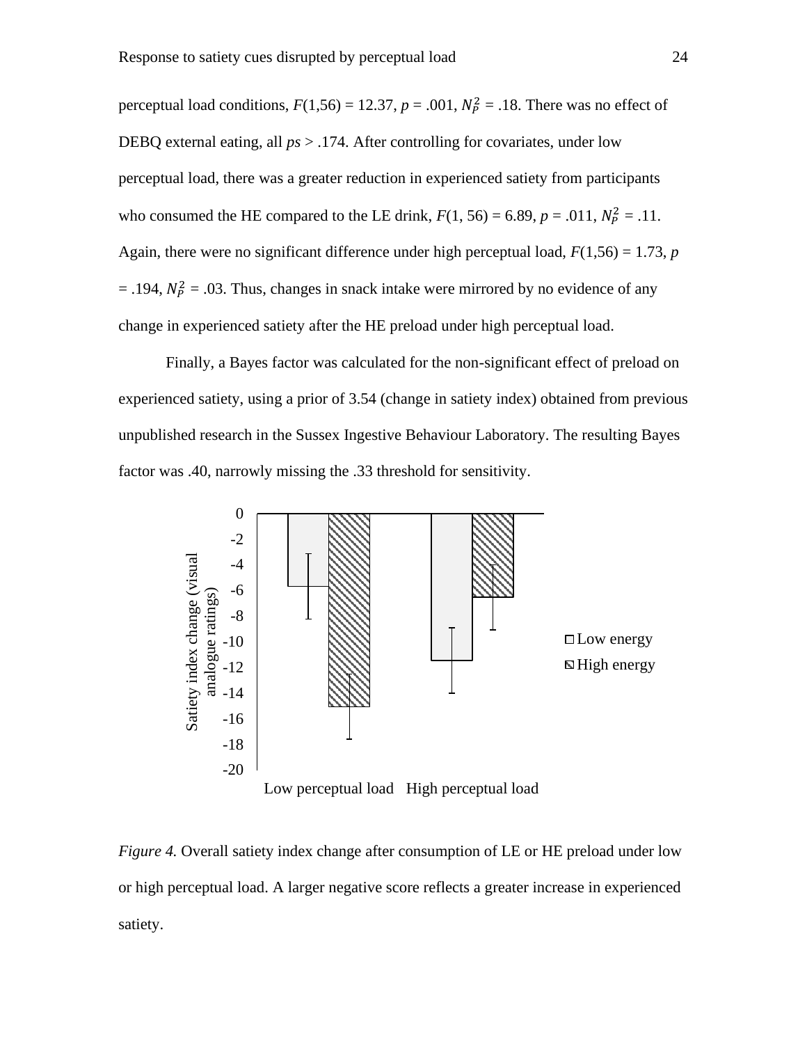perceptual load conditions, $F(1,56) = 12.37$, $p = .001$, $N_P^2 = .18$. There was no effect of DEBQ external eating, all *ps* > .174. After controlling for covariates, under low perceptual load, there was a greater reduction in experienced satiety from participants who consumed the HE compared to the LE drink, $F(1, 56) = 6.89$, $p = .011$, $N_P^2 = .11$. Again, there were no significant difference under high perceptual load, $F(1,56) = 1.73$, $p = .194$, $N_P^2 = .03$. Thus, changes in snack intake were mirrored by no evidence of any change in experienced satiety after the HE preload under high perceptual load.

Finally, a Bayes factor was calculated for the non-significant effect of preload on experienced satiety, using a prior of 3.54 (change in satiety index) obtained from previous unpublished research in the Sussex Ingestive Behaviour Laboratory. The resulting Bayes factor was .40, narrowly missing the .33 threshold for sensitivity.

*Figure 4.* Overall satiety index change after consumption of LE or HE preload under low or high perceptual load. A larger negative score reflects a greater increase in experienced satiety.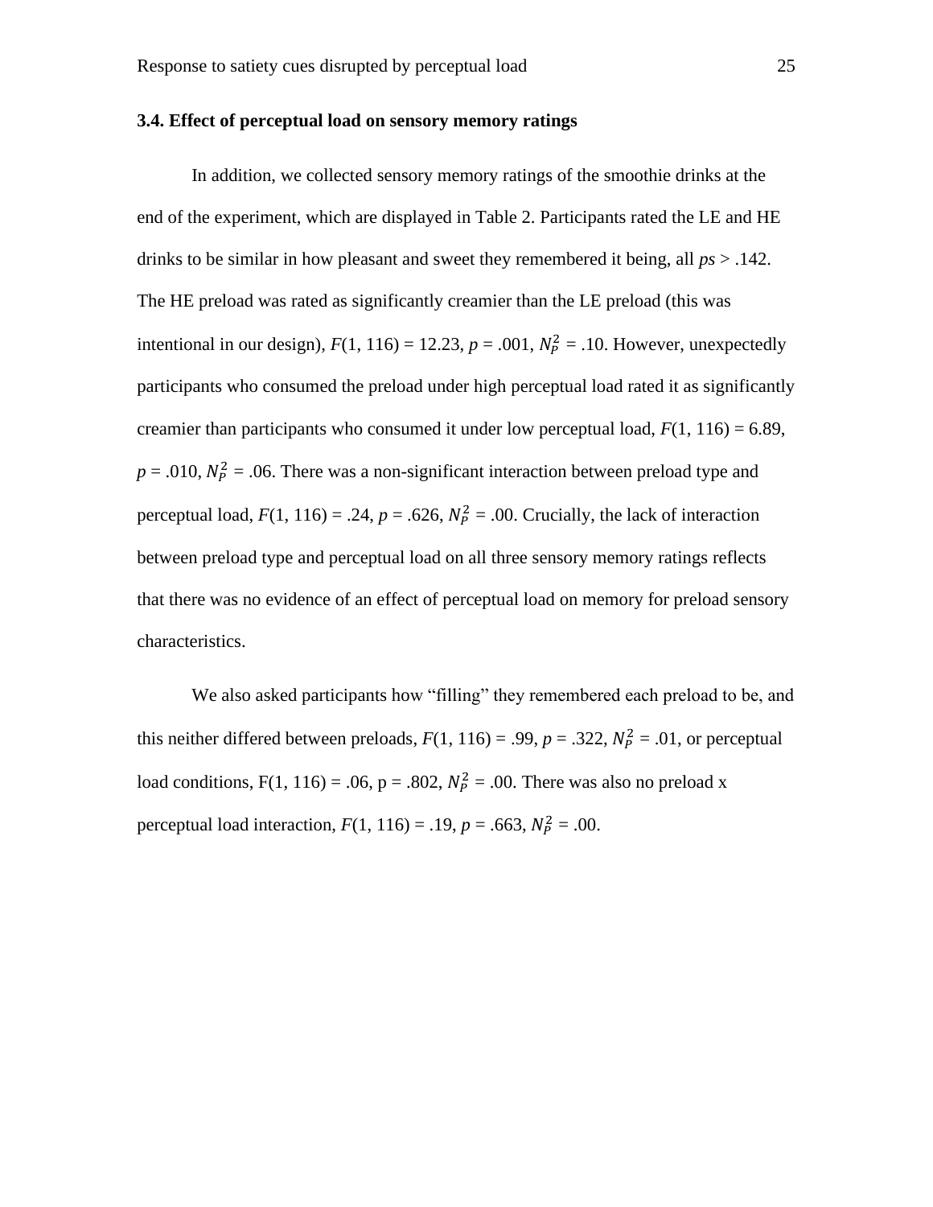### 3.4. Effect of perceptual load on sensory memory ratings

In addition, we collected sensory memory ratings of the smoothie drinks at the end of the experiment, which are displayed in Table 2. Participants rated the LE and HE drinks to be similar in how pleasant and sweet they remembered it being, all *ps* > .142. The HE preload was rated as significantly creamier than the LE preload (this was intentional in our design), $F(1, 116) = 12.23$, $p = .001$, $N_P^2 = .10$. However, unexpectedly participants who consumed the preload under high perceptual load rated it as significantly creamier than participants who consumed it under low perceptual load, $F(1, 116) = 6.89$, $p = .010$, $N_P^2 = .06$. There was a non-significant interaction between preload type and perceptual load, $F(1, 116) = .24$, $p = .626$, $N_P^2 = .00$. Crucially, the lack of interaction between preload type and perceptual load on all three sensory memory ratings reflects that there was no evidence of an effect of perceptual load on memory for preload sensory characteristics.

We also asked participants how "filling" they remembered each preload to be, and this neither differed between preloads, $F(1, 116) = .99$, $p = .322$, $N_P^2 = .01$, or perceptual load conditions, $F(1, 116) = .06$, $p = .802$, $N_P^2 = .00$. There was also no preload x perceptual load interaction, $F(1, 116) = .19$, $p = .663$, $N_P^2 = .00$.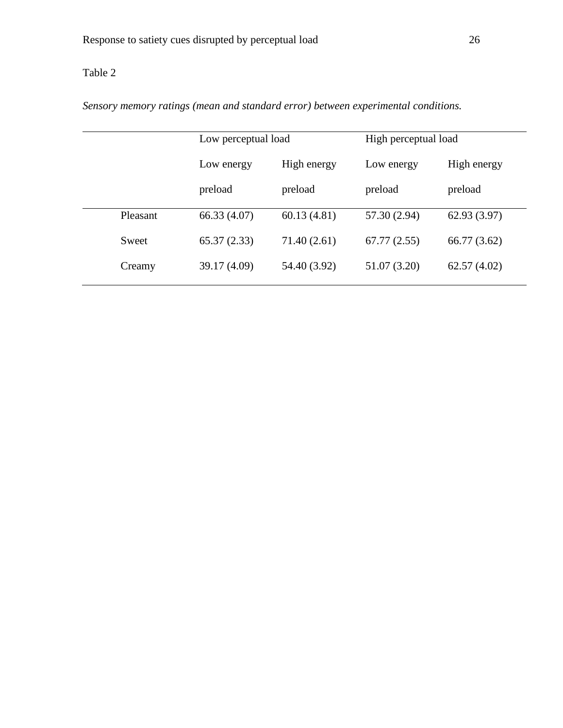Table 2

*Sensory memory ratings (mean and standard error) between experimental conditions.*

| | Low perceptual load | | High perceptual load | |
|---|---|---|---|---|
| | Low energy preload | High energy preload | Low energy preload | High energy preload |
| Pleasant | 66.33 (4.07) | 60.13 (4.81) | 57.30 (2.94) | 62.93 (3.97) |
| Sweet | 65.37 (2.33) | 71.40 (2.61) | 67.77 (2.55) | 66.77 (3.62) |
| Creamy | 39.17 (4.09) | 54.40 (3.92) | 51.07 (3.20) | 62.57 (4.02) |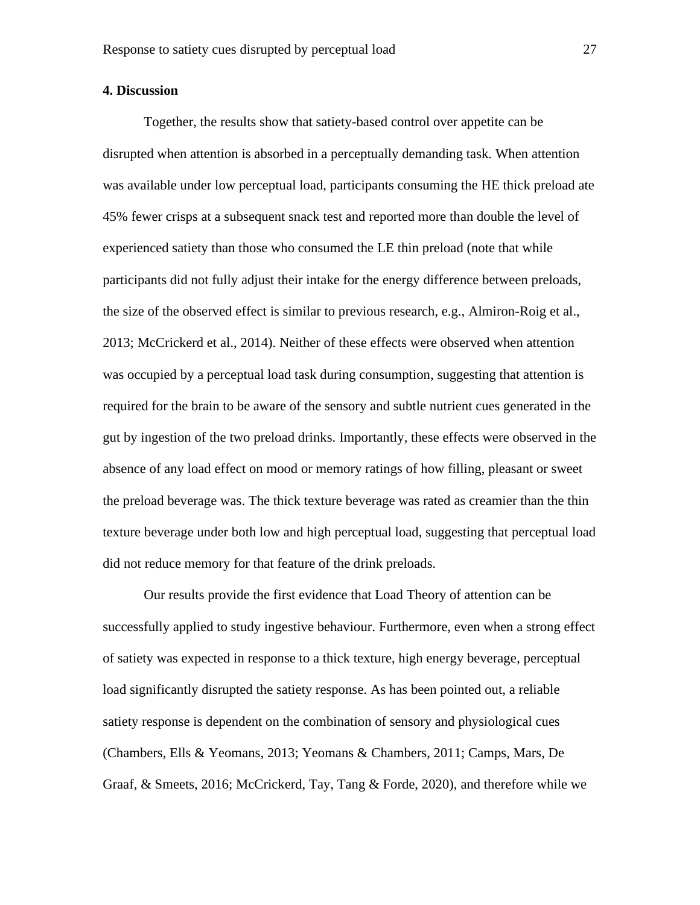## 4. Discussion

Together, the results show that satiety-based control over appetite can be disrupted when attention is absorbed in a perceptually demanding task. When attention was available under low perceptual load, participants consuming the HE thick preload ate 45% fewer crisps at a subsequent snack test and reported more than double the level of experienced satiety than those who consumed the LE thin preload (note that while participants did not fully adjust their intake for the energy difference between preloads, the size of the observed effect is similar to previous research, e.g., Almiron-Roig et al., 2013; McCrickerd et al., 2014). Neither of these effects were observed when attention was occupied by a perceptual load task during consumption, suggesting that attention is required for the brain to be aware of the sensory and subtle nutrient cues generated in the gut by ingestion of the two preload drinks. Importantly, these effects were observed in the absence of any load effect on mood or memory ratings of how filling, pleasant or sweet the preload beverage was. The thick texture beverage was rated as creamier than the thin texture beverage under both low and high perceptual load, suggesting that perceptual load did not reduce memory for that feature of the drink preloads.

Our results provide the first evidence that Load Theory of attention can be successfully applied to study ingestive behaviour. Furthermore, even when a strong effect of satiety was expected in response to a thick texture, high energy beverage, perceptual load significantly disrupted the satiety response. As has been pointed out, a reliable satiety response is dependent on the combination of sensory and physiological cues (Chambers, Ells & Yeomans, 2013; Yeomans & Chambers, 2011; Camps, Mars, De Graaf, & Smeets, 2016; McCrickerd, Tay, Tang & Forde, 2020), and therefore while we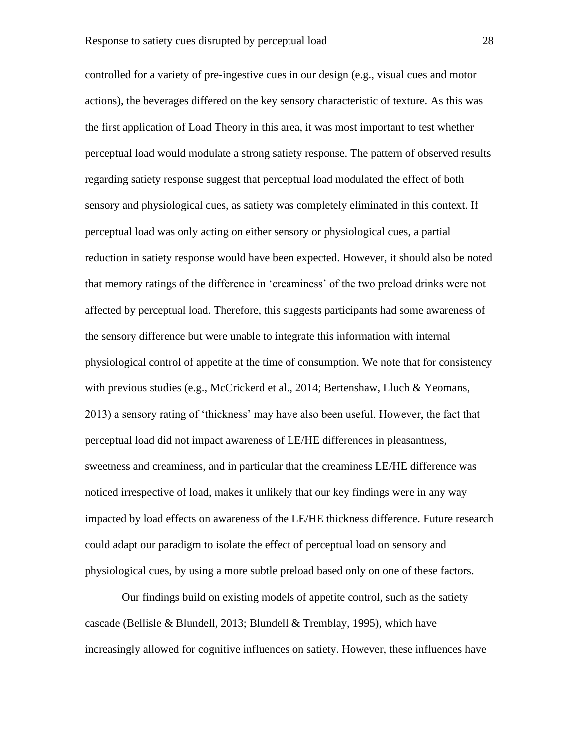controlled for a variety of pre-ingestive cues in our design (e.g., visual cues and motor actions), the beverages differed on the key sensory characteristic of texture. As this was the first application of Load Theory in this area, it was most important to test whether perceptual load would modulate a strong satiety response. The pattern of observed results regarding satiety response suggest that perceptual load modulated the effect of both sensory and physiological cues, as satiety was completely eliminated in this context. If perceptual load was only acting on either sensory or physiological cues, a partial reduction in satiety response would have been expected. However, it should also be noted that memory ratings of the difference in 'creaminess' of the two preload drinks were not affected by perceptual load. Therefore, this suggests participants had some awareness of the sensory difference but were unable to integrate this information with internal physiological control of appetite at the time of consumption. We note that for consistency with previous studies (e.g., McCrickerd et al., 2014; Bertenshaw, Lluch & Yeomans, 2013) a sensory rating of 'thickness' may have also been useful. However, the fact that perceptual load did not impact awareness of LE/HE differences in pleasantness, sweetness and creaminess, and in particular that the creaminess LE/HE difference was noticed irrespective of load, makes it unlikely that our key findings were in any way impacted by load effects on awareness of the LE/HE thickness difference. Future research could adapt our paradigm to isolate the effect of perceptual load on sensory and physiological cues, by using a more subtle preload based only on one of these factors.

Our findings build on existing models of appetite control, such as the satiety cascade (Bellisle & Blundell, 2013; Blundell & Tremblay, 1995), which have increasingly allowed for cognitive influences on satiety. However, these influences have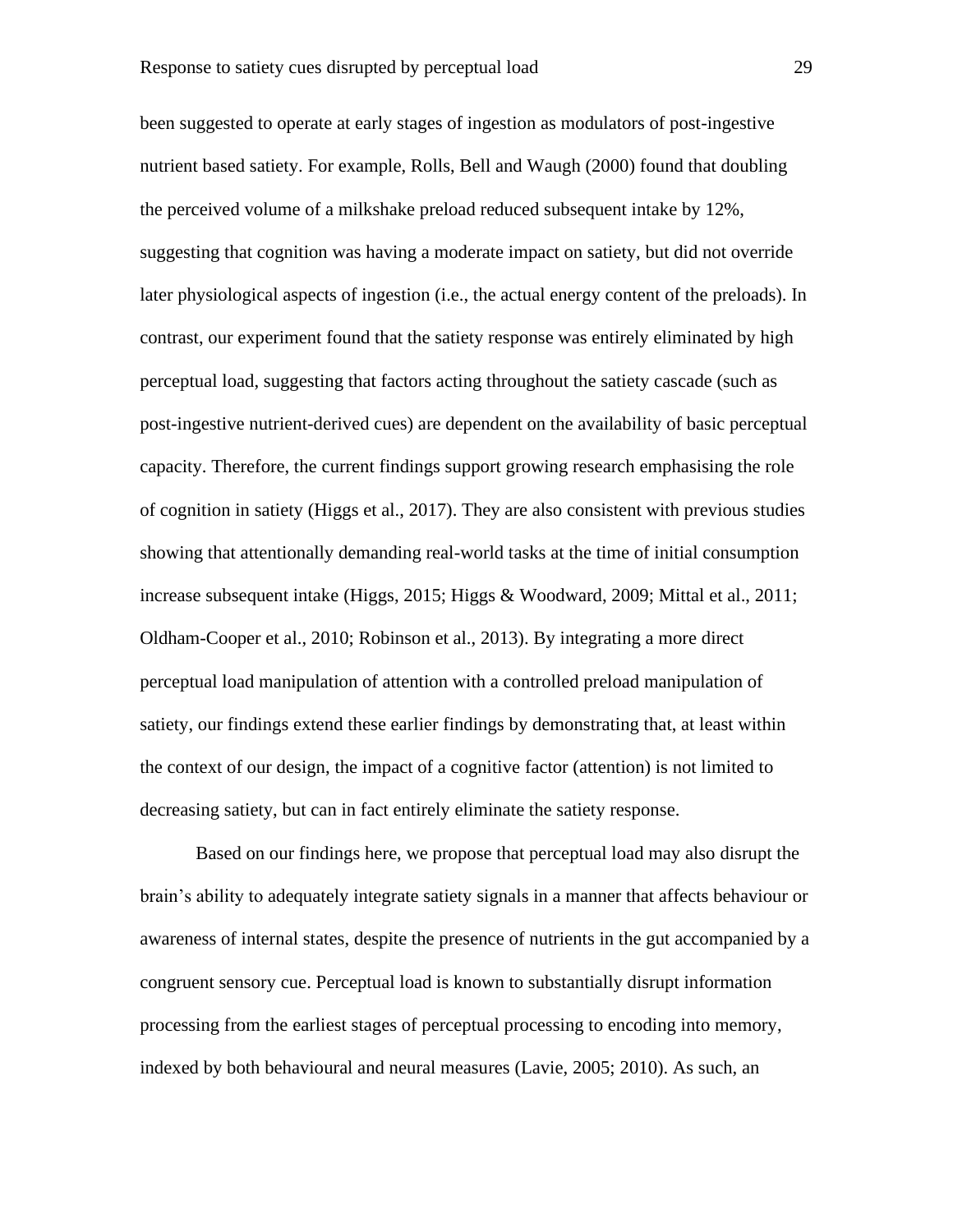been suggested to operate at early stages of ingestion as modulators of post-ingestive nutrient based satiety. For example, Rolls, Bell and Waugh (2000) found that doubling the perceived volume of a milkshake preload reduced subsequent intake by 12%, suggesting that cognition was having a moderate impact on satiety, but did not override later physiological aspects of ingestion (i.e., the actual energy content of the preloads). In contrast, our experiment found that the satiety response was entirely eliminated by high perceptual load, suggesting that factors acting throughout the satiety cascade (such as post-ingestive nutrient-derived cues) are dependent on the availability of basic perceptual capacity. Therefore, the current findings support growing research emphasising the role of cognition in satiety (Higgs et al., 2017). They are also consistent with previous studies showing that attentionally demanding real-world tasks at the time of initial consumption increase subsequent intake (Higgs, 2015; Higgs & Woodward, 2009; Mittal et al., 2011; Oldham-Cooper et al., 2010; Robinson et al., 2013). By integrating a more direct perceptual load manipulation of attention with a controlled preload manipulation of satiety, our findings extend these earlier findings by demonstrating that, at least within the context of our design, the impact of a cognitive factor (attention) is not limited to decreasing satiety, but can in fact entirely eliminate the satiety response.

Based on our findings here, we propose that perceptual load may also disrupt the brain's ability to adequately integrate satiety signals in a manner that affects behaviour or awareness of internal states, despite the presence of nutrients in the gut accompanied by a congruent sensory cue. Perceptual load is known to substantially disrupt information processing from the earliest stages of perceptual processing to encoding into memory, indexed by both behavioural and neural measures (Lavie, 2005; 2010). As such, an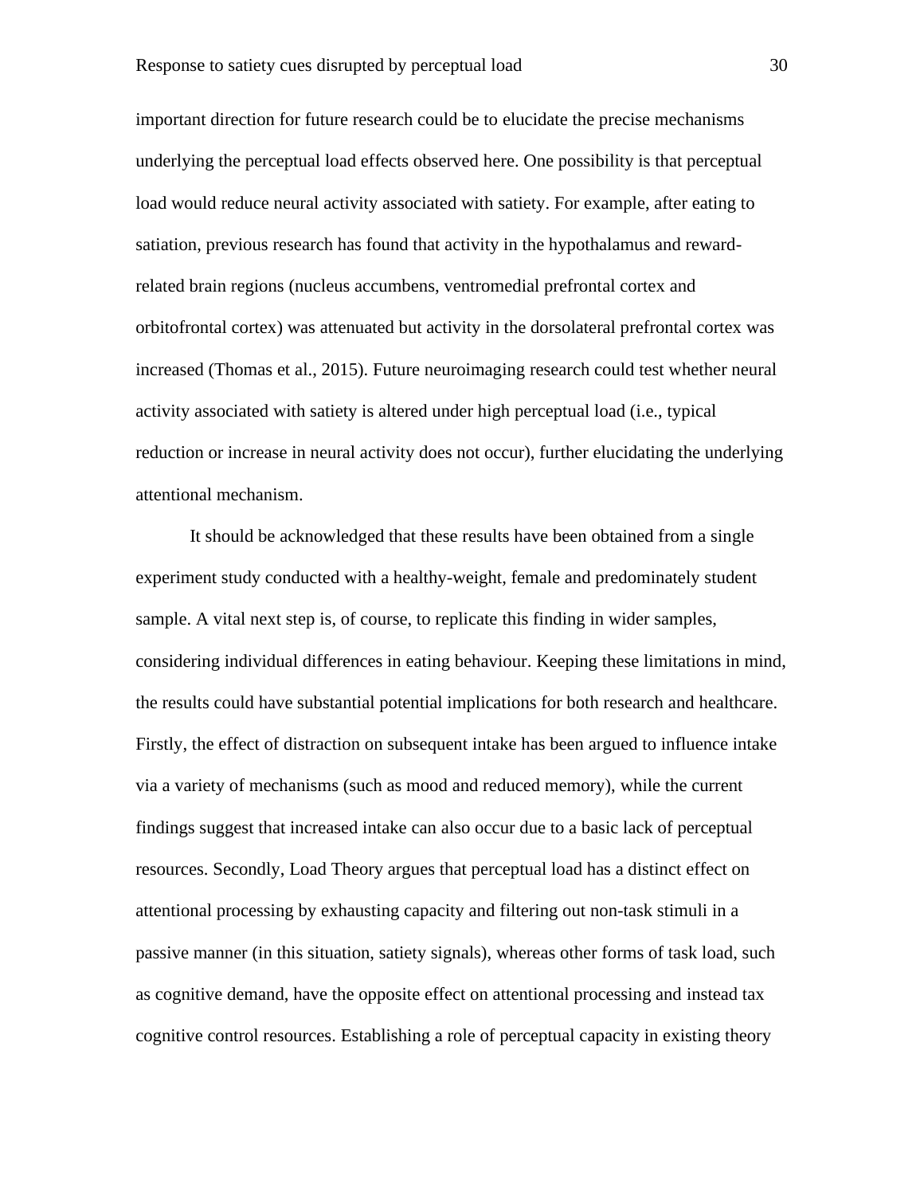important direction for future research could be to elucidate the precise mechanisms underlying the perceptual load effects observed here. One possibility is that perceptual load would reduce neural activity associated with satiety. For example, after eating to satiation, previous research has found that activity in the hypothalamus and reward-related brain regions (nucleus accumbens, ventromedial prefrontal cortex and orbitofrontal cortex) was attenuated but activity in the dorsolateral prefrontal cortex was increased (Thomas et al., 2015). Future neuroimaging research could test whether neural activity associated with satiety is altered under high perceptual load (i.e., typical reduction or increase in neural activity does not occur), further elucidating the underlying attentional mechanism.

It should be acknowledged that these results have been obtained from a single experiment study conducted with a healthy-weight, female and predominately student sample. A vital next step is, of course, to replicate this finding in wider samples, considering individual differences in eating behaviour. Keeping these limitations in mind, the results could have substantial potential implications for both research and healthcare. Firstly, the effect of distraction on subsequent intake has been argued to influence intake via a variety of mechanisms (such as mood and reduced memory), while the current findings suggest that increased intake can also occur due to a basic lack of perceptual resources. Secondly, Load Theory argues that perceptual load has a distinct effect on attentional processing by exhausting capacity and filtering out non-task stimuli in a passive manner (in this situation, satiety signals), whereas other forms of task load, such as cognitive demand, have the opposite effect on attentional processing and instead tax cognitive control resources. Establishing a role of perceptual capacity in existing theory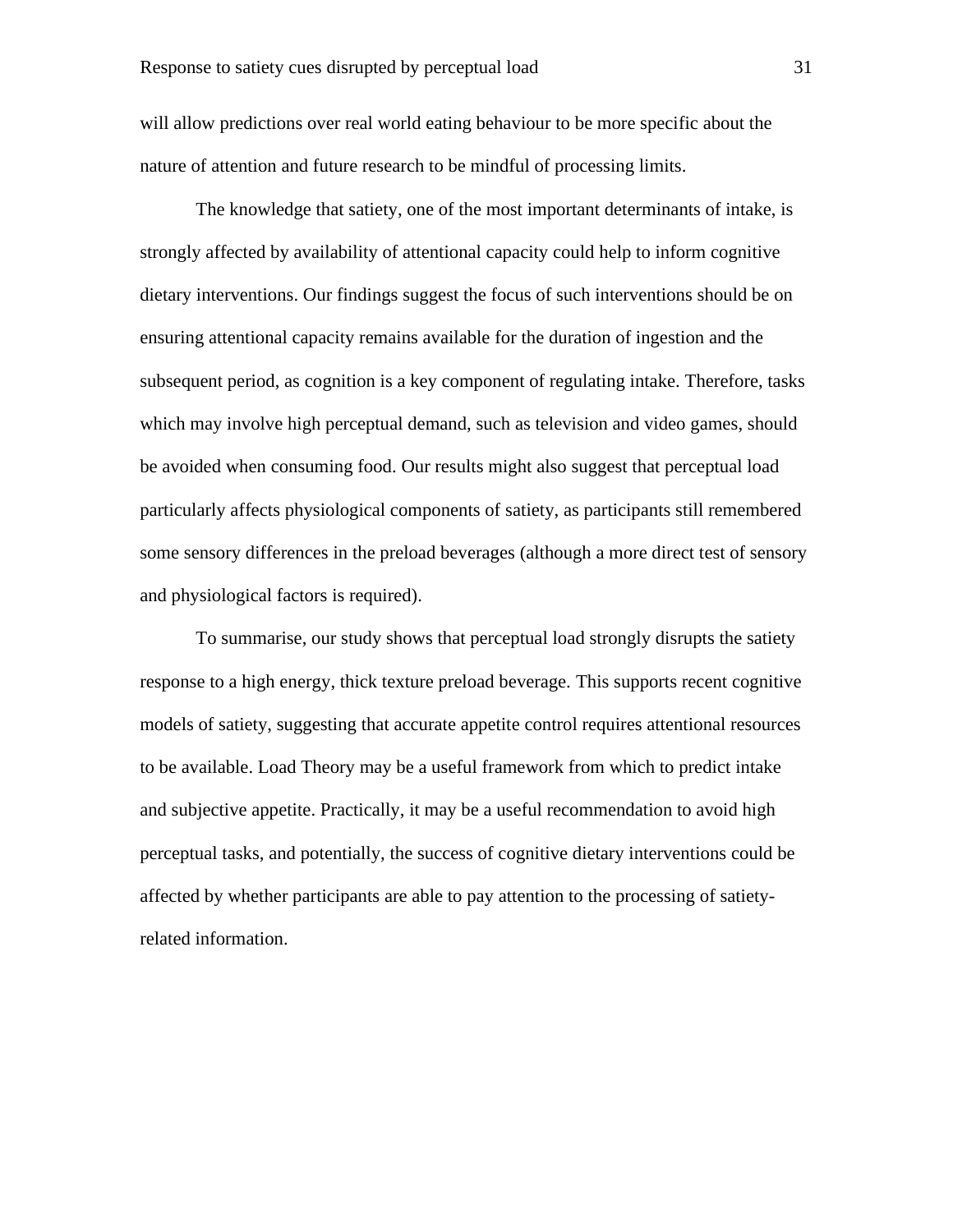will allow predictions over real world eating behaviour to be more specific about the nature of attention and future research to be mindful of processing limits.

The knowledge that satiety, one of the most important determinants of intake, is strongly affected by availability of attentional capacity could help to inform cognitive dietary interventions. Our findings suggest the focus of such interventions should be on ensuring attentional capacity remains available for the duration of ingestion and the subsequent period, as cognition is a key component of regulating intake. Therefore, tasks which may involve high perceptual demand, such as television and video games, should be avoided when consuming food. Our results might also suggest that perceptual load particularly affects physiological components of satiety, as participants still remembered some sensory differences in the preload beverages (although a more direct test of sensory and physiological factors is required).

To summarise, our study shows that perceptual load strongly disrupts the satiety response to a high energy, thick texture preload beverage. This supports recent cognitive models of satiety, suggesting that accurate appetite control requires attentional resources to be available. Load Theory may be a useful framework from which to predict intake and subjective appetite. Practically, it may be a useful recommendation to avoid high perceptual tasks, and potentially, the success of cognitive dietary interventions could be affected by whether participants are able to pay attention to the processing of satiety-related information.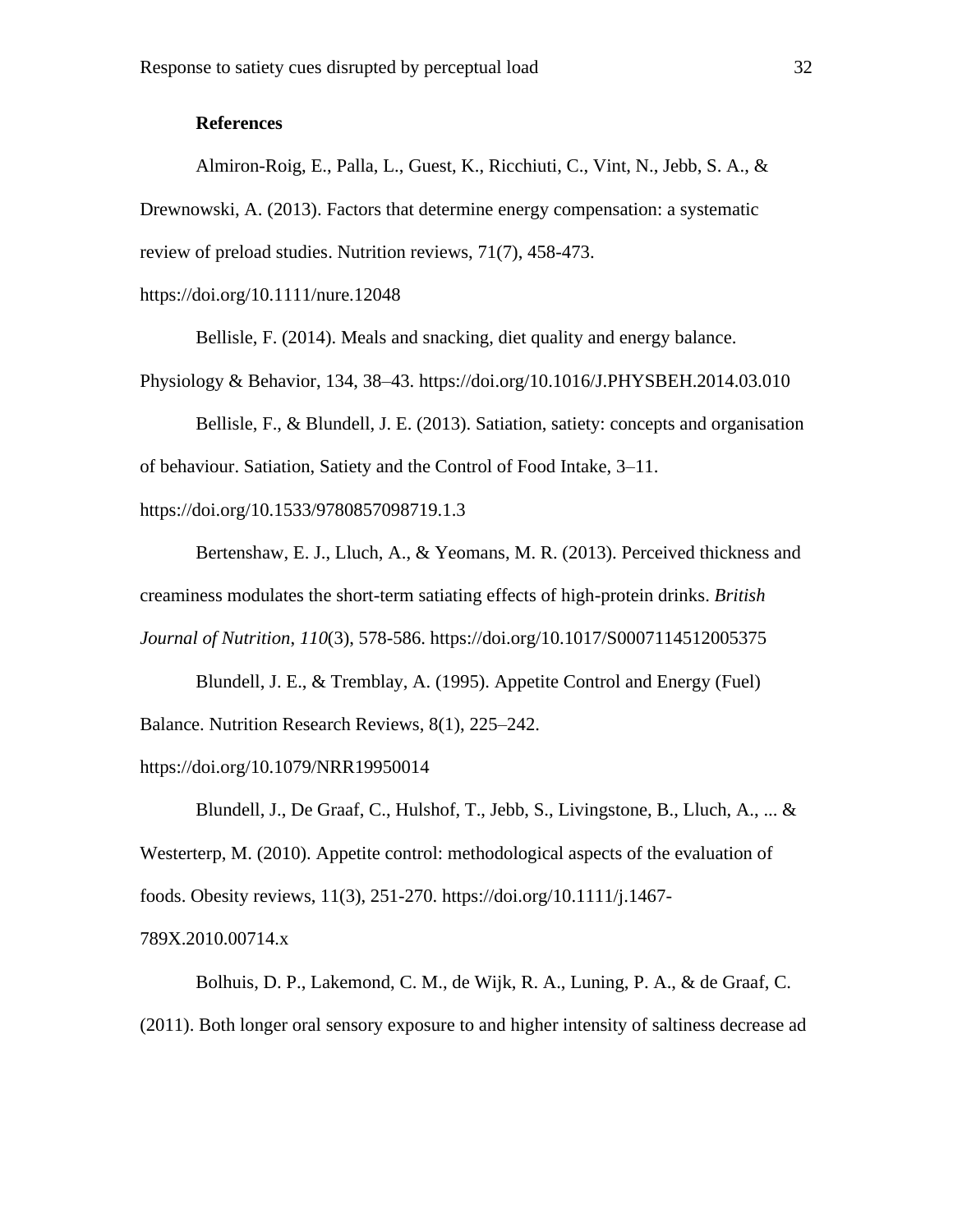**References**

Almiron-Roig, E., Palla, L., Guest, K., Ricchiuti, C., Vint, N., Jebb, S. A., & Drewnowski, A. (2013). Factors that determine energy compensation: a systematic review of preload studies. Nutrition reviews, 71(7), 458-473. https://doi.org/10.1111/nure.12048

Bellisle, F. (2014). Meals and snacking, diet quality and energy balance. Physiology & Behavior, 134, 38–43. https://doi.org/10.1016/J.PHYSBEH.2014.03.010

Bellisle, F., & Blundell, J. E. (2013). Satiation, satiety: concepts and organisation of behaviour. Satiation, Satiety and the Control of Food Intake, 3–11. https://doi.org/10.1533/9780857098719.1.3

Bertenshaw, E. J., Lluch, A., & Yeomans, M. R. (2013). Perceived thickness and creaminess modulates the short-term satiating effects of high-protein drinks. *British Journal of Nutrition, 110*(3), 578-586. https://doi.org/10.1017/S0007114512005375

Blundell, J. E., & Tremblay, A. (1995). Appetite Control and Energy (Fuel) Balance. Nutrition Research Reviews, 8(1), 225–242. https://doi.org/10.1079/NRR19950014

Blundell, J., De Graaf, C., Hulshof, T., Jebb, S., Livingstone, B., Lluch, A., ... & Westerterp, M. (2010). Appetite control: methodological aspects of the evaluation of foods. Obesity reviews, 11(3), 251-270. https://doi.org/10.1111/j.1467-789X.2010.00714.x

Bolhuis, D. P., Lakemond, C. M., de Wijk, R. A., Luning, P. A., & de Graaf, C. (2011). Both longer oral sensory exposure to and higher intensity of saltiness decrease ad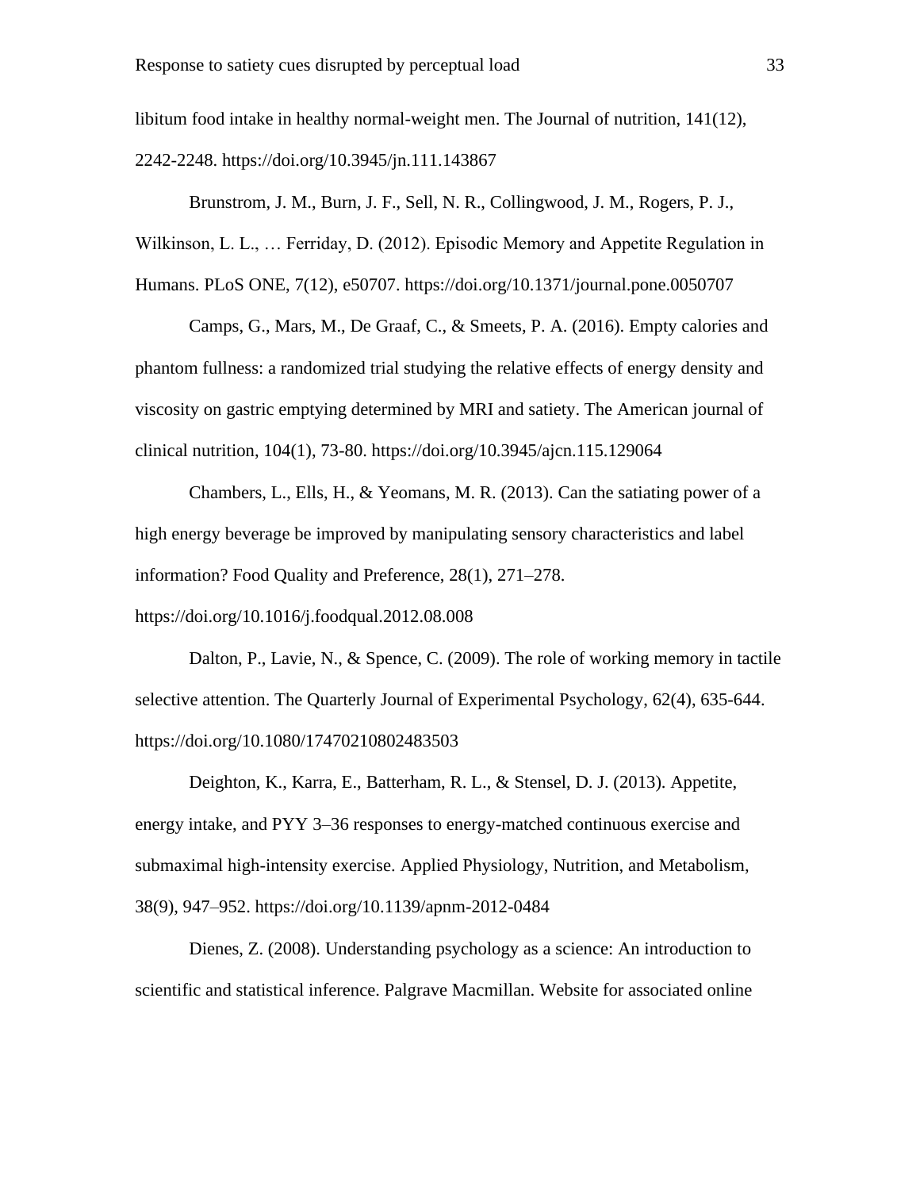libitum food intake in healthy normal-weight men. The Journal of nutrition, 141(12), 2242-2248. https://doi.org/10.3945/jn.111.143867

Brunstrom, J. M., Burn, J. F., Sell, N. R., Collingwood, J. M., Rogers, P. J., Wilkinson, L. L., … Ferriday, D. (2012). Episodic Memory and Appetite Regulation in Humans. PLoS ONE, 7(12), e50707. https://doi.org/10.1371/journal.pone.0050707

Camps, G., Mars, M., De Graaf, C., & Smeets, P. A. (2016). Empty calories and phantom fullness: a randomized trial studying the relative effects of energy density and viscosity on gastric emptying determined by MRI and satiety. The American journal of clinical nutrition, 104(1), 73-80. https://doi.org/10.3945/ajcn.115.129064

Chambers, L., Ells, H., & Yeomans, M. R. (2013). Can the satiating power of a high energy beverage be improved by manipulating sensory characteristics and label information? Food Quality and Preference, 28(1), 271–278. https://doi.org/10.1016/j.foodqual.2012.08.008

Dalton, P., Lavie, N., & Spence, C. (2009). The role of working memory in tactile selective attention. The Quarterly Journal of Experimental Psychology, 62(4), 635-644. https://doi.org/10.1080/17470210802483503

Deighton, K., Karra, E., Batterham, R. L., & Stensel, D. J. (2013). Appetite, energy intake, and PYY 3–36 responses to energy-matched continuous exercise and submaximal high-intensity exercise. Applied Physiology, Nutrition, and Metabolism, 38(9), 947–952. https://doi.org/10.1139/apnm-2012-0484

Dienes, Z. (2008). Understanding psychology as a science: An introduction to scientific and statistical inference. Palgrave Macmillan. Website for associated online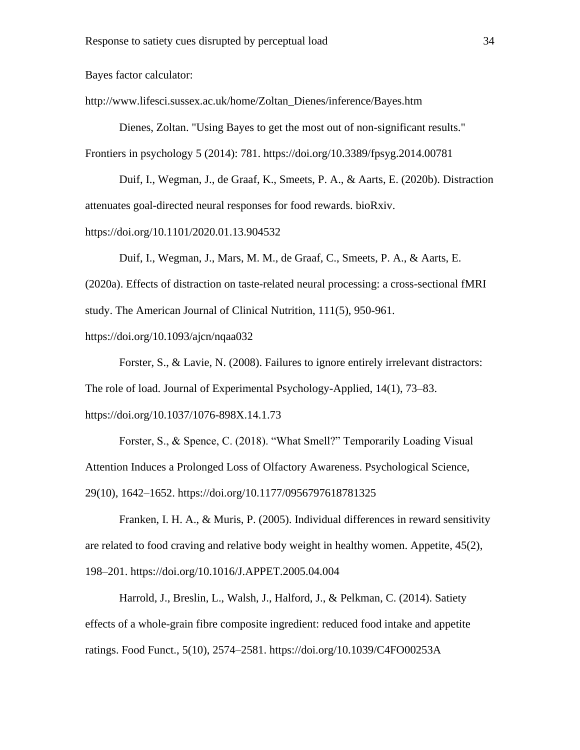Bayes factor calculator:

http://www.lifesci.sussex.ac.uk/home/Zoltan_Dienes/inference/Bayes.htm

Dienes, Zoltan. "Using Bayes to get the most out of non-significant results." Frontiers in psychology 5 (2014): 781. https://doi.org/10.3389/fpsyg.2014.00781

Duif, I., Wegman, J., de Graaf, K., Smeets, P. A., & Aarts, E. (2020b). Distraction attenuates goal-directed neural responses for food rewards. bioRxiv. https://doi.org/10.1101/2020.01.13.904532

Duif, I., Wegman, J., Mars, M. M., de Graaf, C., Smeets, P. A., & Aarts, E. (2020a). Effects of distraction on taste-related neural processing: a cross-sectional fMRI study. The American Journal of Clinical Nutrition, 111(5), 950-961. https://doi.org/10.1093/ajcn/nqaa032

Forster, S., & Lavie, N. (2008). Failures to ignore entirely irrelevant distractors: The role of load. Journal of Experimental Psychology-Applied, 14(1), 73–83. https://doi.org/10.1037/1076-898X.14.1.73

Forster, S., & Spence, C. (2018). "What Smell?" Temporarily Loading Visual Attention Induces a Prolonged Loss of Olfactory Awareness. Psychological Science, 29(10), 1642–1652. https://doi.org/10.1177/0956797618781325

Franken, I. H. A., & Muris, P. (2005). Individual differences in reward sensitivity are related to food craving and relative body weight in healthy women. Appetite, 45(2), 198–201. https://doi.org/10.1016/J.APPET.2005.04.004

Harrold, J., Breslin, L., Walsh, J., Halford, J., & Pelkman, C. (2014). Satiety effects of a whole-grain fibre composite ingredient: reduced food intake and appetite ratings. Food Funct., 5(10), 2574–2581. https://doi.org/10.1039/C4FO00253A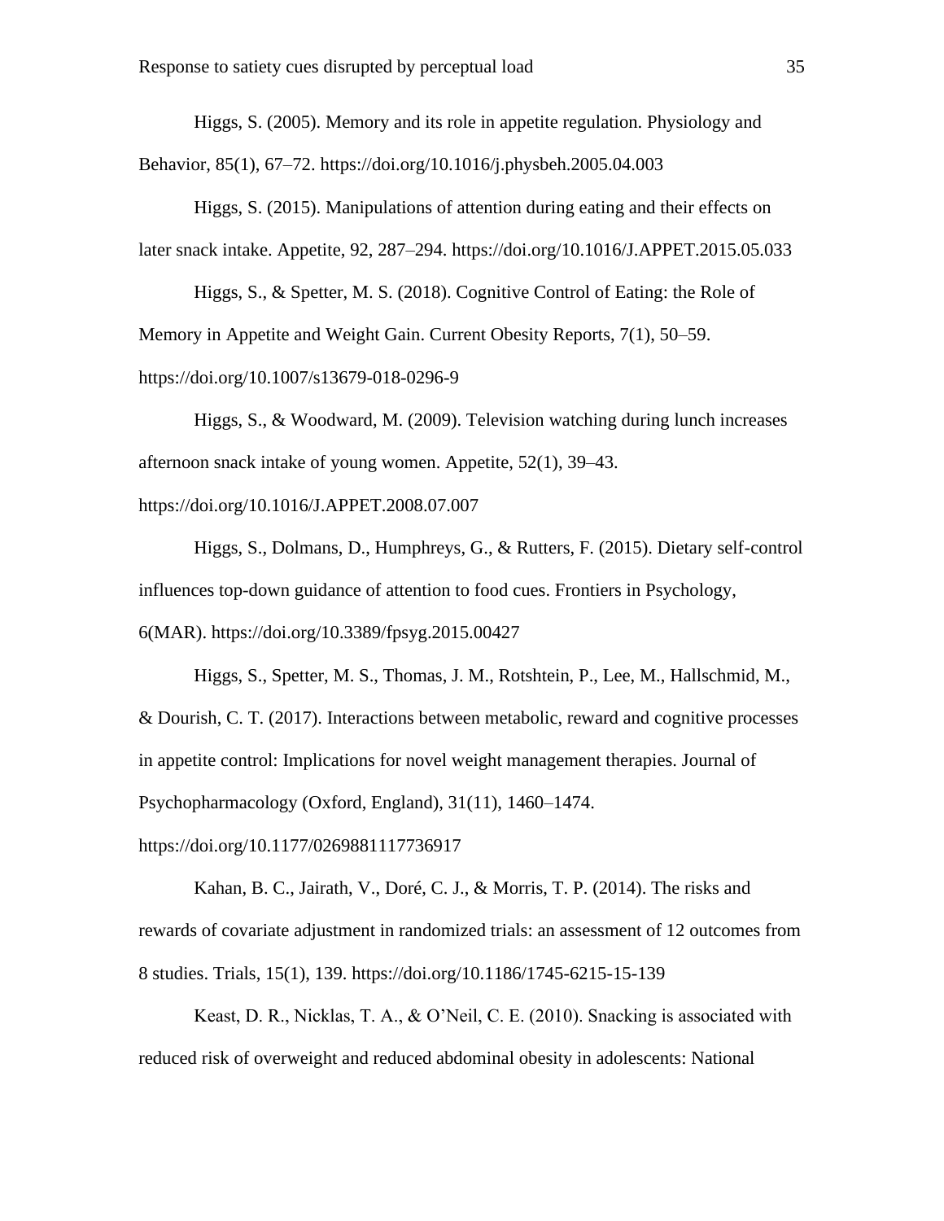Higgs, S. (2005). Memory and its role in appetite regulation. Physiology and Behavior, 85(1), 67–72. https://doi.org/10.1016/j.physbeh.2005.04.003

Higgs, S. (2015). Manipulations of attention during eating and their effects on later snack intake. Appetite, 92, 287–294. https://doi.org/10.1016/J.APPET.2015.05.033

Higgs, S., & Spetter, M. S. (2018). Cognitive Control of Eating: the Role of Memory in Appetite and Weight Gain. Current Obesity Reports, 7(1), 50–59. https://doi.org/10.1007/s13679-018-0296-9

Higgs, S., & Woodward, M. (2009). Television watching during lunch increases afternoon snack intake of young women. Appetite, 52(1), 39–43. https://doi.org/10.1016/J.APPET.2008.07.007

Higgs, S., Dolmans, D., Humphreys, G., & Rutters, F. (2015). Dietary self-control influences top-down guidance of attention to food cues. Frontiers in Psychology, 6(MAR). https://doi.org/10.3389/fpsyg.2015.00427

Higgs, S., Spetter, M. S., Thomas, J. M., Rotshtein, P., Lee, M., Hallschmid, M., & Dourish, C. T. (2017). Interactions between metabolic, reward and cognitive processes in appetite control: Implications for novel weight management therapies. Journal of Psychopharmacology (Oxford, England), 31(11), 1460–1474. https://doi.org/10.1177/0269881117736917

Kahan, B. C., Jairath, V., Doré, C. J., & Morris, T. P. (2014). The risks and rewards of covariate adjustment in randomized trials: an assessment of 12 outcomes from 8 studies. Trials, 15(1), 139. https://doi.org/10.1186/1745-6215-15-139

Keast, D. R., Nicklas, T. A., & O'Neil, C. E. (2010). Snacking is associated with reduced risk of overweight and reduced abdominal obesity in adolescents: National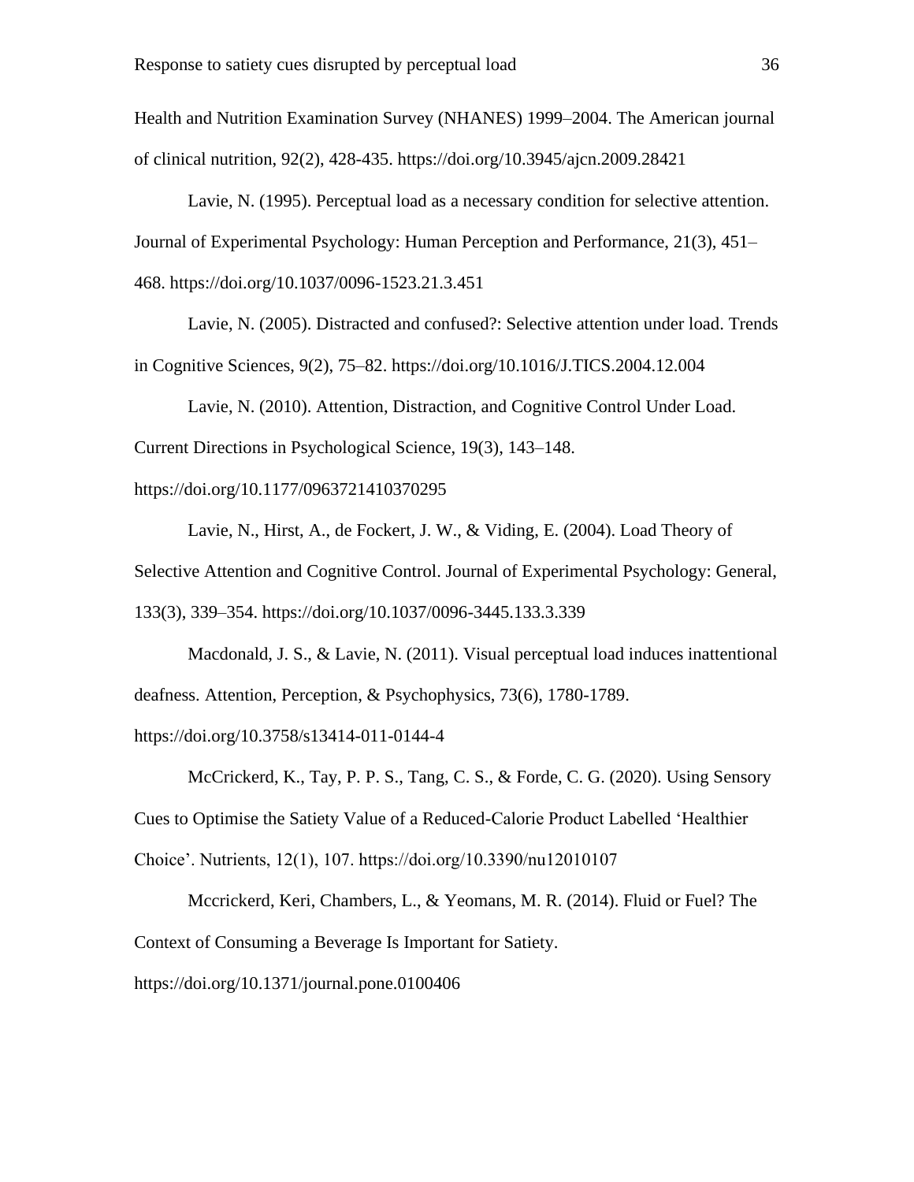Health and Nutrition Examination Survey (NHANES) 1999–2004. The American journal of clinical nutrition, 92(2), 428-435. https://doi.org/10.3945/ajcn.2009.28421

Lavie, N. (1995). Perceptual load as a necessary condition for selective attention. Journal of Experimental Psychology: Human Perception and Performance, 21(3), 451–468. https://doi.org/10.1037/0096-1523.21.3.451

Lavie, N. (2005). Distracted and confused?: Selective attention under load. Trends in Cognitive Sciences, 9(2), 75–82. https://doi.org/10.1016/J.TICS.2004.12.004

Lavie, N. (2010). Attention, Distraction, and Cognitive Control Under Load. Current Directions in Psychological Science, 19(3), 143–148. https://doi.org/10.1177/0963721410370295

Lavie, N., Hirst, A., de Fockert, J. W., & Viding, E. (2004). Load Theory of Selective Attention and Cognitive Control. Journal of Experimental Psychology: General, 133(3), 339–354. https://doi.org/10.1037/0096-3445.133.3.339

Macdonald, J. S., & Lavie, N. (2011). Visual perceptual load induces inattentional deafness. Attention, Perception, & Psychophysics, 73(6), 1780-1789. https://doi.org/10.3758/s13414-011-0144-4

McCrickerd, K., Tay, P. P. S., Tang, C. S., & Forde, C. G. (2020). Using Sensory Cues to Optimise the Satiety Value of a Reduced-Calorie Product Labelled 'Healthier Choice'. Nutrients, 12(1), 107. https://doi.org/10.3390/nu12010107

Mccrickerd, Keri, Chambers, L., & Yeomans, M. R. (2014). Fluid or Fuel? The Context of Consuming a Beverage Is Important for Satiety. https://doi.org/10.1371/journal.pone.0100406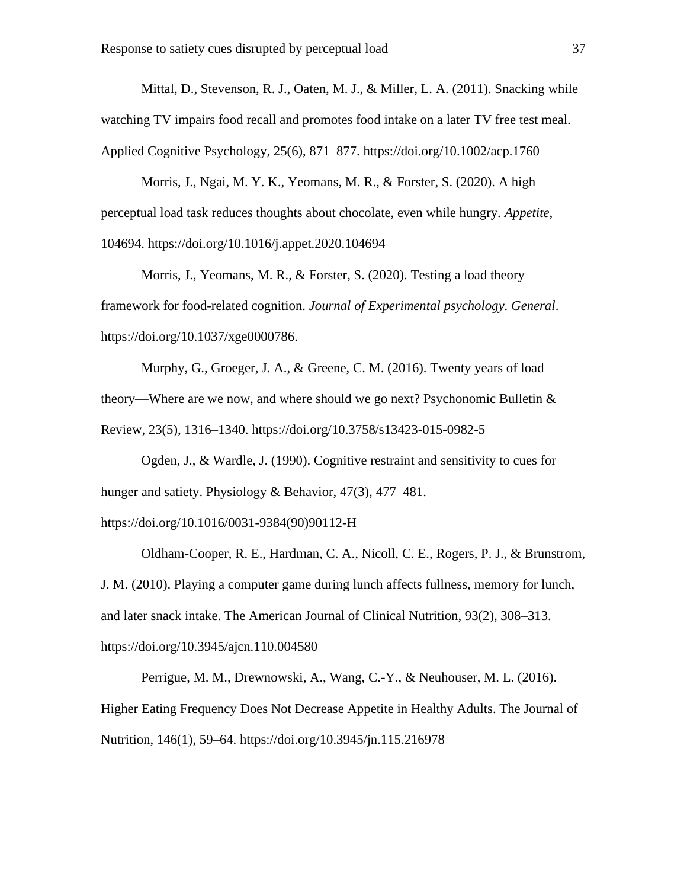Mittal, D., Stevenson, R. J., Oaten, M. J., & Miller, L. A. (2011). Snacking while watching TV impairs food recall and promotes food intake on a later TV free test meal. Applied Cognitive Psychology, 25(6), 871–877. https://doi.org/10.1002/acp.1760

Morris, J., Ngai, M. Y. K., Yeomans, M. R., & Forster, S. (2020). A high perceptual load task reduces thoughts about chocolate, even while hungry. *Appetite*, 104694. https://doi.org/10.1016/j.appet.2020.104694

Morris, J., Yeomans, M. R., & Forster, S. (2020). Testing a load theory framework for food-related cognition. *Journal of Experimental psychology. General*. https://doi.org/10.1037/xge0000786.

Murphy, G., Groeger, J. A., & Greene, C. M. (2016). Twenty years of load theory—Where are we now, and where should we go next? Psychonomic Bulletin & Review, 23(5), 1316–1340. https://doi.org/10.3758/s13423-015-0982-5

Ogden, J., & Wardle, J. (1990). Cognitive restraint and sensitivity to cues for hunger and satiety. Physiology & Behavior, 47(3), 477–481. https://doi.org/10.1016/0031-9384(90)90112-H

Oldham-Cooper, R. E., Hardman, C. A., Nicoll, C. E., Rogers, P. J., & Brunstrom, J. M. (2010). Playing a computer game during lunch affects fullness, memory for lunch, and later snack intake. The American Journal of Clinical Nutrition, 93(2), 308–313. https://doi.org/10.3945/ajcn.110.004580

Perrigue, M. M., Drewnowski, A., Wang, C.-Y., & Neuhouser, M. L. (2016). Higher Eating Frequency Does Not Decrease Appetite in Healthy Adults. The Journal of Nutrition, 146(1), 59–64. https://doi.org/10.3945/jn.115.216978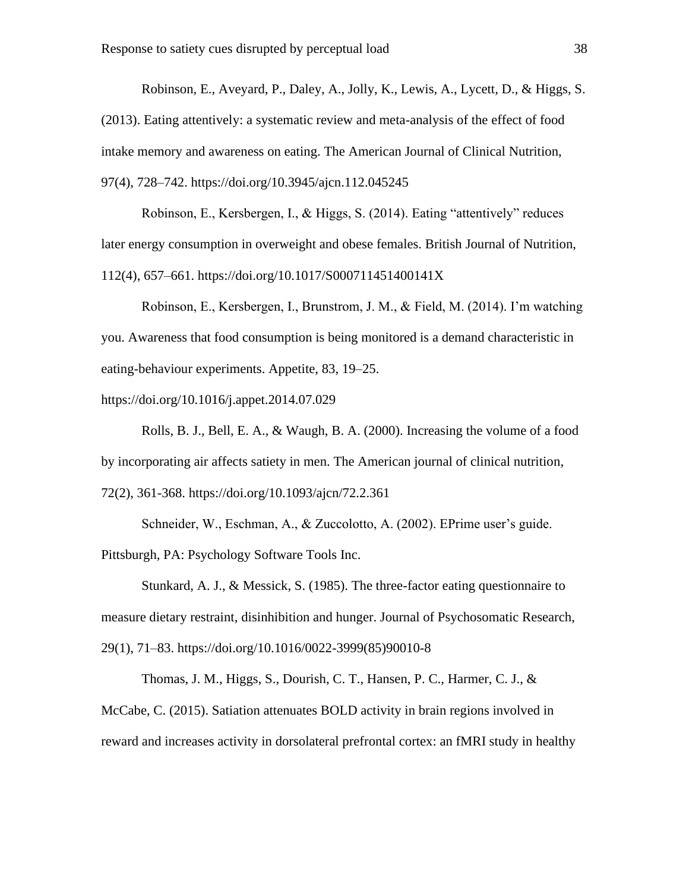Robinson, E., Aveyard, P., Daley, A., Jolly, K., Lewis, A., Lycett, D., & Higgs, S. (2013). Eating attentively: a systematic review and meta-analysis of the effect of food intake memory and awareness on eating. The American Journal of Clinical Nutrition, 97(4), 728–742. https://doi.org/10.3945/ajcn.112.045245

Robinson, E., Kersbergen, I., & Higgs, S. (2014). Eating "attentively" reduces later energy consumption in overweight and obese females. British Journal of Nutrition, 112(4), 657–661. https://doi.org/10.1017/S000711451400141X

Robinson, E., Kersbergen, I., Brunstrom, J. M., & Field, M. (2014). I'm watching you. Awareness that food consumption is being monitored is a demand characteristic in eating-behaviour experiments. Appetite, 83, 19–25. https://doi.org/10.1016/j.appet.2014.07.029

Rolls, B. J., Bell, E. A., & Waugh, B. A. (2000). Increasing the volume of a food by incorporating air affects satiety in men. The American journal of clinical nutrition, 72(2), 361-368. https://doi.org/10.1093/ajcn/72.2.361

Schneider, W., Eschman, A., & Zuccolotto, A. (2002). EPrime user's guide. Pittsburgh, PA: Psychology Software Tools Inc.

Stunkard, A. J., & Messick, S. (1985). The three-factor eating questionnaire to measure dietary restraint, disinhibition and hunger. Journal of Psychosomatic Research, 29(1), 71–83. https://doi.org/10.1016/0022-3999(85)90010-8

Thomas, J. M., Higgs, S., Dourish, C. T., Hansen, P. C., Harmer, C. J., & McCabe, C. (2015). Satiation attenuates BOLD activity in brain regions involved in reward and increases activity in dorsolateral prefrontal cortex: an fMRI study in healthy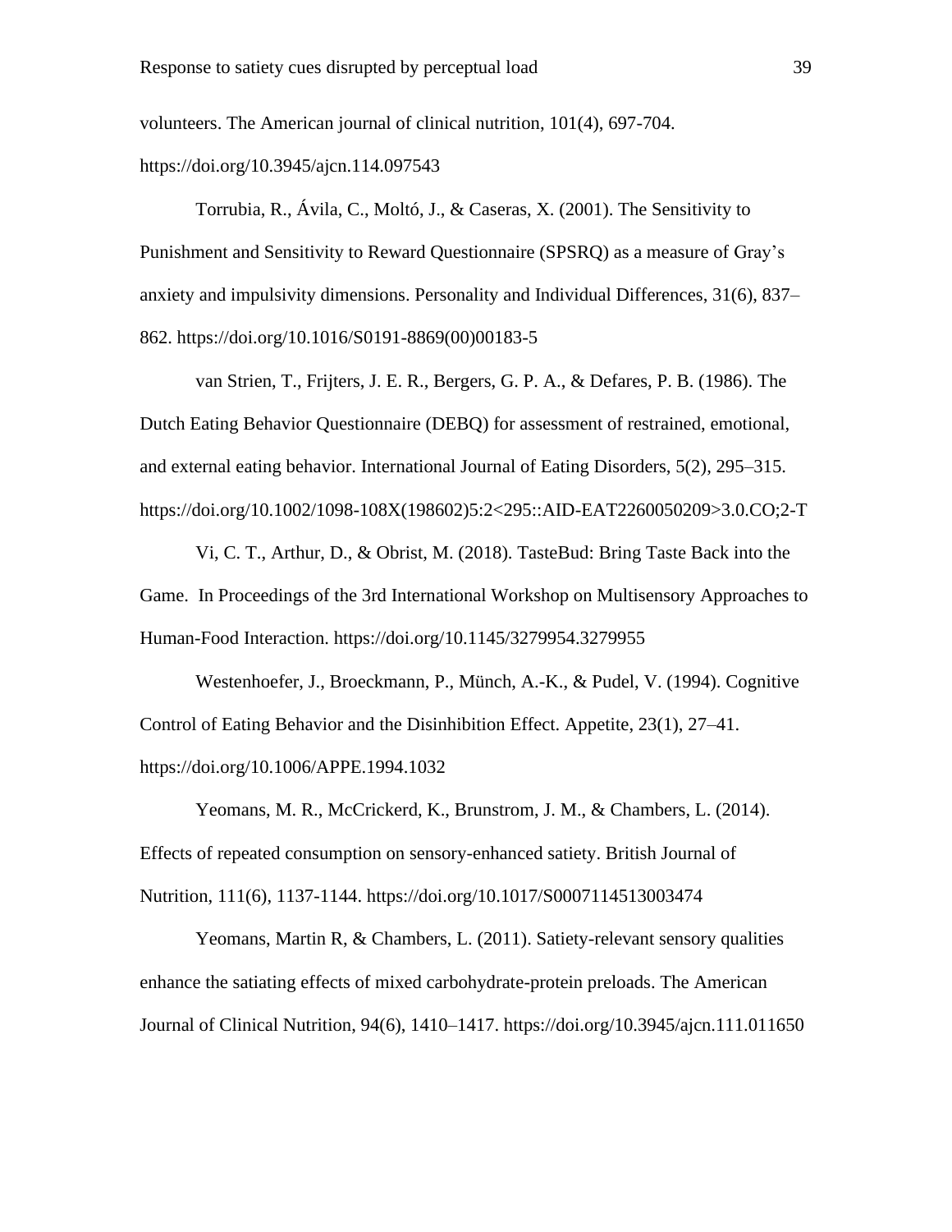volunteers. The American journal of clinical nutrition, 101(4), 697-704. https://doi.org/10.3945/ajcn.114.097543

Torrubia, R., Ávila, C., Moltó, J., & Caseras, X. (2001). The Sensitivity to Punishment and Sensitivity to Reward Questionnaire (SPSRQ) as a measure of Gray's anxiety and impulsivity dimensions. Personality and Individual Differences, 31(6), 837–862. https://doi.org/10.1016/S0191-8869(00)00183-5

van Strien, T., Frijters, J. E. R., Bergers, G. P. A., & Defares, P. B. (1986). The Dutch Eating Behavior Questionnaire (DEBQ) for assessment of restrained, emotional, and external eating behavior. International Journal of Eating Disorders, 5(2), 295–315. https://doi.org/10.1002/1098-108X(198602)5:2<295::AID-EAT2260050209>3.0.CO;2-T

Vi, C. T., Arthur, D., & Obrist, M. (2018). TasteBud: Bring Taste Back into the Game. In Proceedings of the 3rd International Workshop on Multisensory Approaches to Human-Food Interaction. https://doi.org/10.1145/3279954.3279955

Westenhoefer, J., Broeckmann, P., Münch, A.-K., & Pudel, V. (1994). Cognitive Control of Eating Behavior and the Disinhibition Effect. Appetite, 23(1), 27–41. https://doi.org/10.1006/APPE.1994.1032

Yeomans, M. R., McCrickerd, K., Brunstrom, J. M., & Chambers, L. (2014). Effects of repeated consumption on sensory-enhanced satiety. British Journal of Nutrition, 111(6), 1137-1144. https://doi.org/10.1017/S0007114513003474

Yeomans, Martin R, & Chambers, L. (2011). Satiety-relevant sensory qualities enhance the satiating effects of mixed carbohydrate-protein preloads. The American Journal of Clinical Nutrition, 94(6), 1410–1417. https://doi.org/10.3945/ajcn.111.011650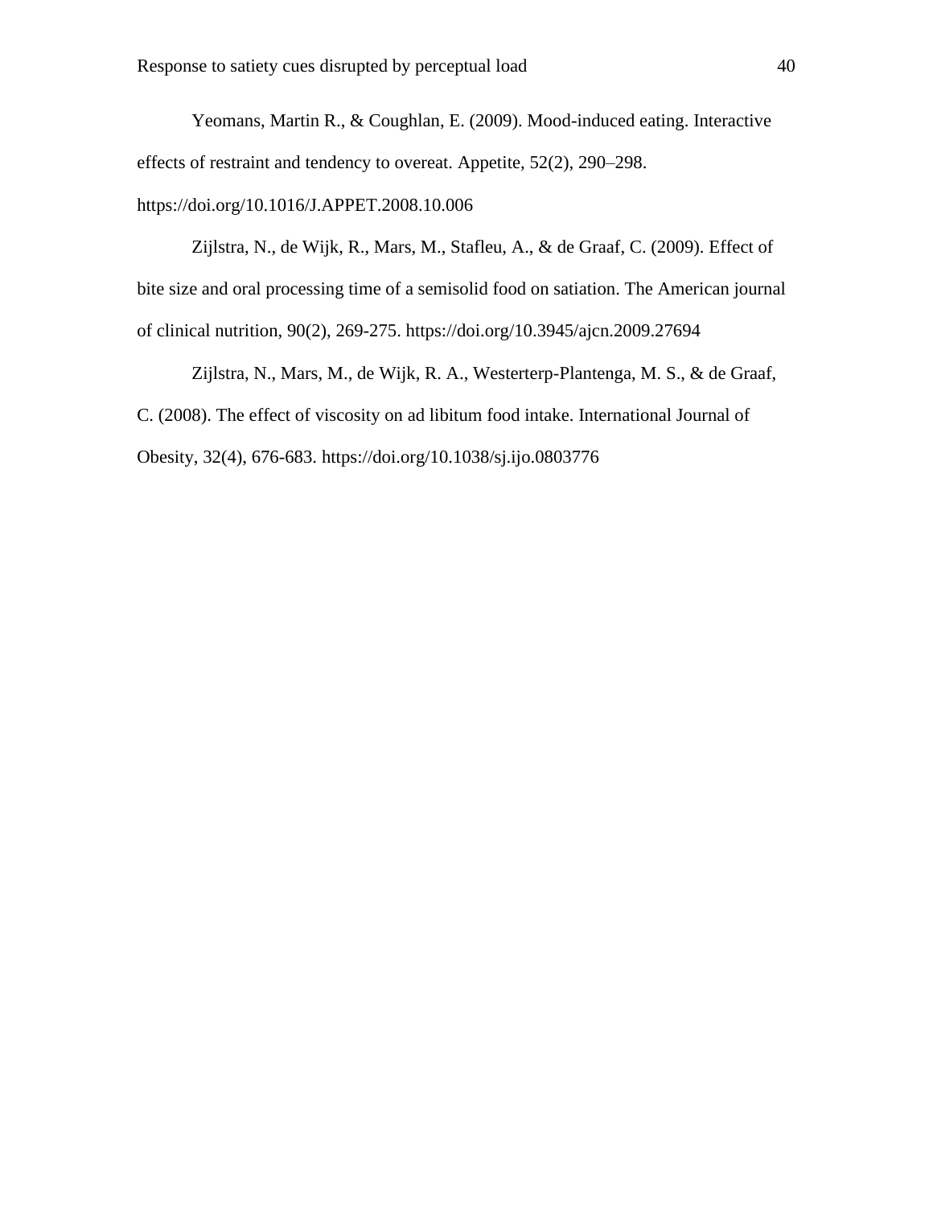Yeomans, Martin R., & Coughlan, E. (2009). Mood-induced eating. Interactive effects of restraint and tendency to overeat. Appetite, 52(2), 290–298. https://doi.org/10.1016/J.APPET.2008.10.006

Zijlstra, N., de Wijk, R., Mars, M., Stafleu, A., & de Graaf, C. (2009). Effect of bite size and oral processing time of a semisolid food on satiation. The American journal of clinical nutrition, 90(2), 269-275. https://doi.org/10.3945/ajcn.2009.27694

Zijlstra, N., Mars, M., de Wijk, R. A., Westerterp-Plantenga, M. S., & de Graaf, C. (2008). The effect of viscosity on ad libitum food intake. International Journal of Obesity, 32(4), 676-683. https://doi.org/10.1038/sj.ijo.0803776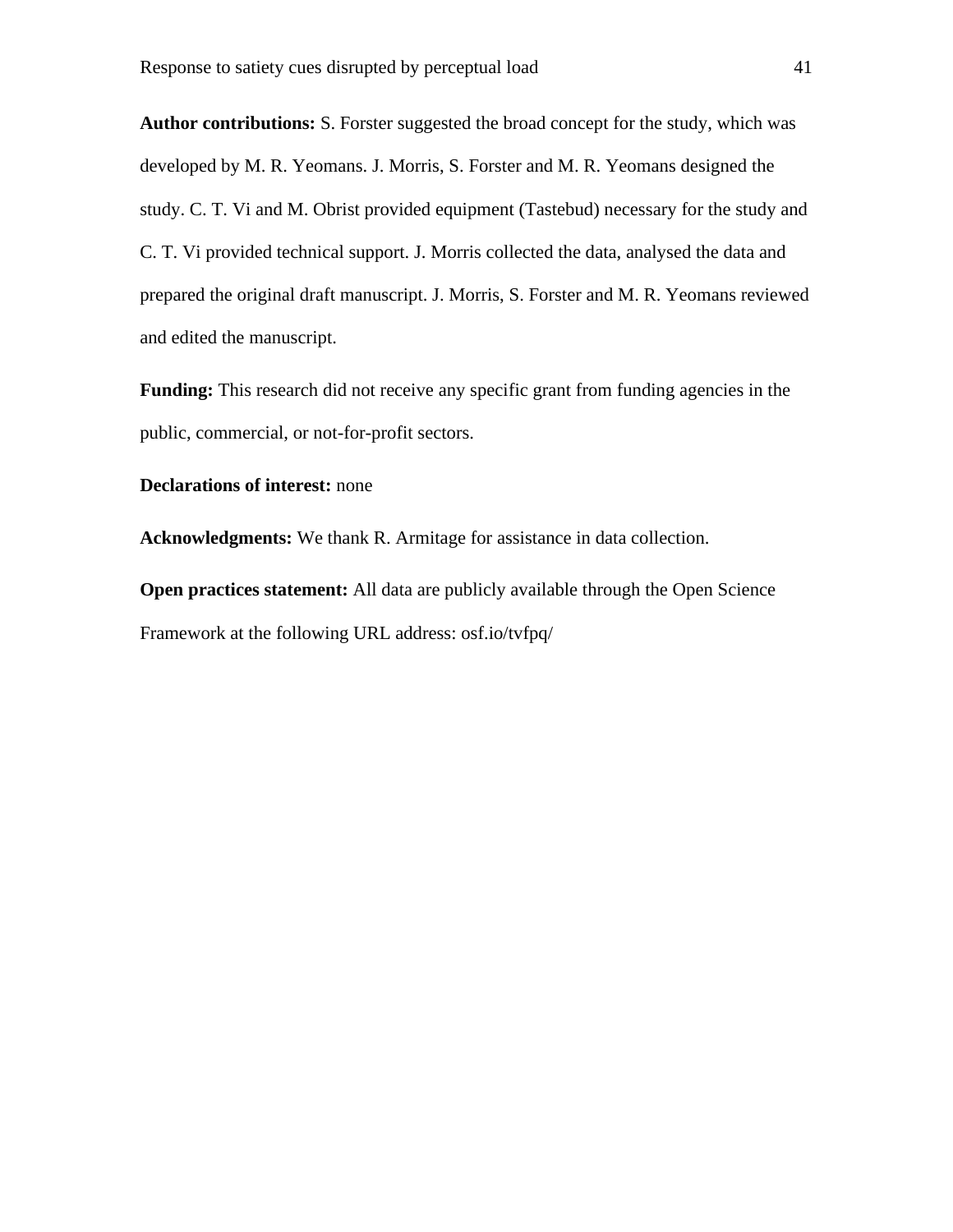**Author contributions:** S. Forster suggested the broad concept for the study, which was developed by M. R. Yeomans. J. Morris, S. Forster and M. R. Yeomans designed the study. C. T. Vi and M. Obrist provided equipment (Tastebud) necessary for the study and C. T. Vi provided technical support. J. Morris collected the data, analysed the data and prepared the original draft manuscript. J. Morris, S. Forster and M. R. Yeomans reviewed and edited the manuscript.

**Funding:** This research did not receive any specific grant from funding agencies in the public, commercial, or not-for-profit sectors.

**Declarations of interest:** none

**Acknowledgments:** We thank R. Armitage for assistance in data collection.

**Open practices statement:** All data are publicly available through the Open Science Framework at the following URL address: osf.io/tvfpq/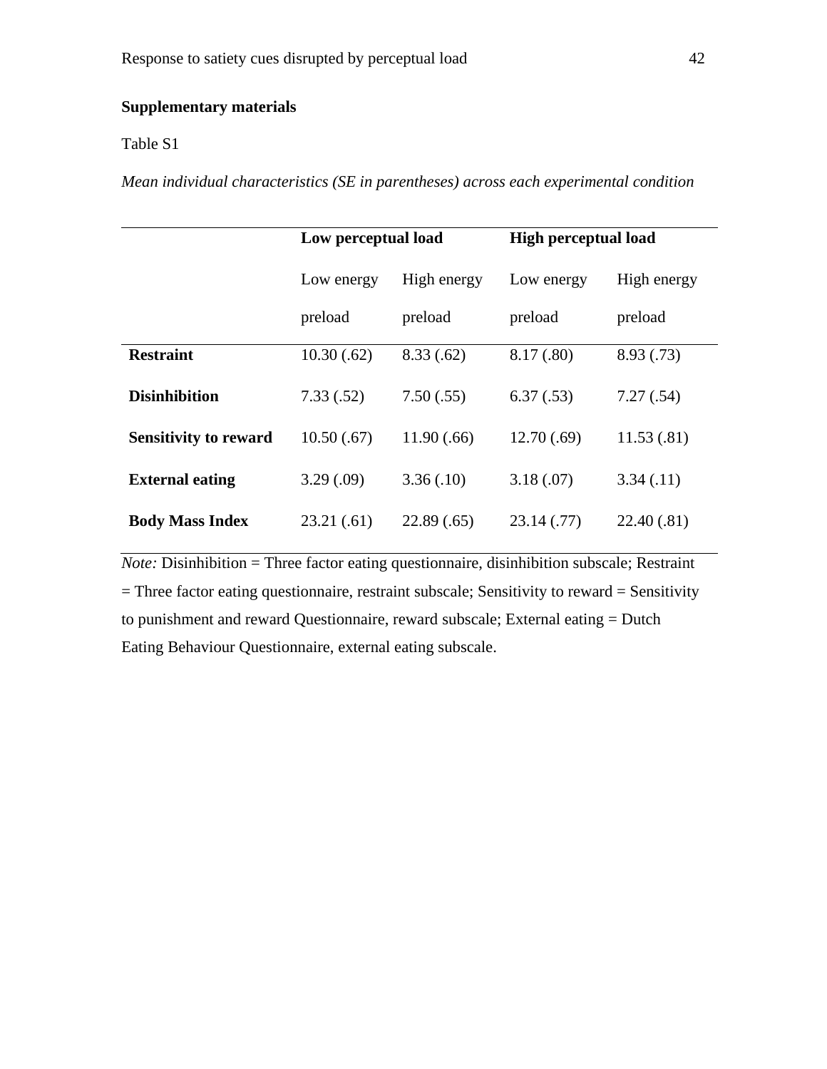**Supplementary materials**

Table S1

*Mean individual characteristics (SE in parentheses) across each experimental condition*

| | **Low perceptual load** | | **High perceptual load** | |
|---|---|---|---|---|
| | Low energy preload | High energy preload | Low energy preload | High energy preload |
| **Restraint** | 10.30 (.62) | 8.33 (.62) | 8.17 (.80) | 8.93 (.73) |
| **Disinhibition** | 7.33 (.52) | 7.50 (.55) | 6.37 (.53) | 7.27 (.54) |
| **Sensitivity to reward** | 10.50 (.67) | 11.90 (.66) | 12.70 (.69) | 11.53 (.81) |
| **External eating** | 3.29 (.09) | 3.36 (.10) | 3.18 (.07) | 3.34 (.11) |
| **Body Mass Index** | 23.21 (.61) | 22.89 (.65) | 23.14 (.77) | 22.40 (.81) |

*Note:* Disinhibition = Three factor eating questionnaire, disinhibition subscale; Restraint = Three factor eating questionnaire, restraint subscale; Sensitivity to reward = Sensitivity to punishment and reward Questionnaire, reward subscale; External eating = Dutch Eating Behaviour Questionnaire, external eating subscale.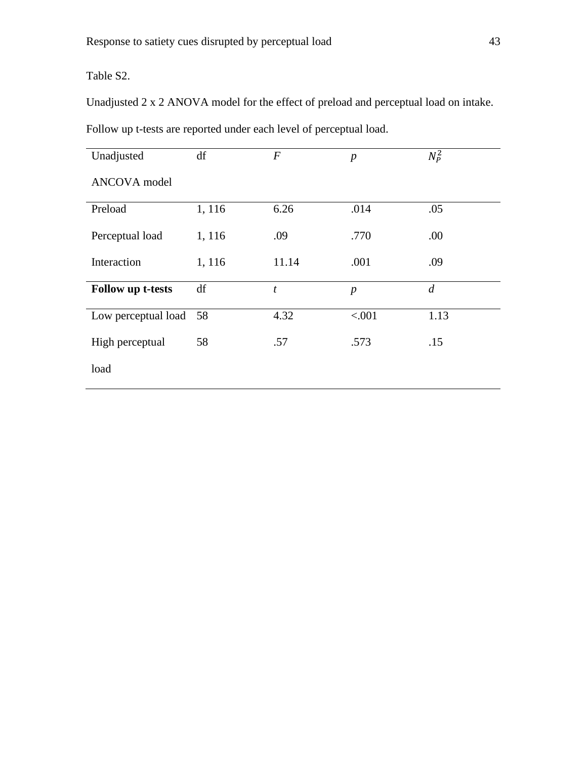Table S2.

Unadjusted 2 x 2 ANOVA model for the effect of preload and perceptual load on intake. Follow up t-tests are reported under each level of perceptual load.

| Unadjusted ANCOVA model | df | *F* | *p* | $N_P^2$ |
|---|---|---|---|---|
| Preload | 1, 116 | 6.26 | .014 | .05 |
| Perceptual load | 1, 116 | .09 | .770 | .00 |
| Interaction | 1, 116 | 11.14 | .001 | .09 |
| **Follow up t-tests** | df | *t* | *p* | *d* |
| Low perceptual load | 58 | 4.32 | <.001 | 1.13 |
| High perceptual load | 58 | .57 | .573 | .15 |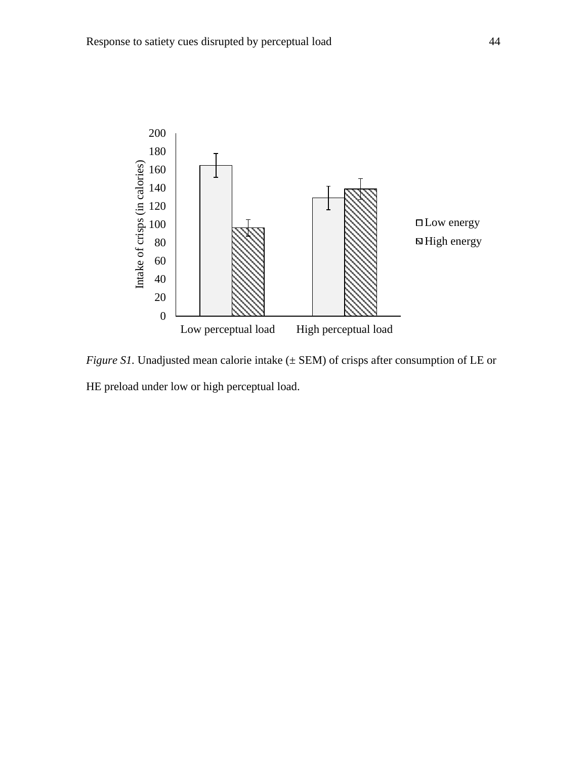*Figure S1.* Unadjusted mean calorie intake (± SEM) of crisps after consumption of LE or HE preload under low or high perceptual load.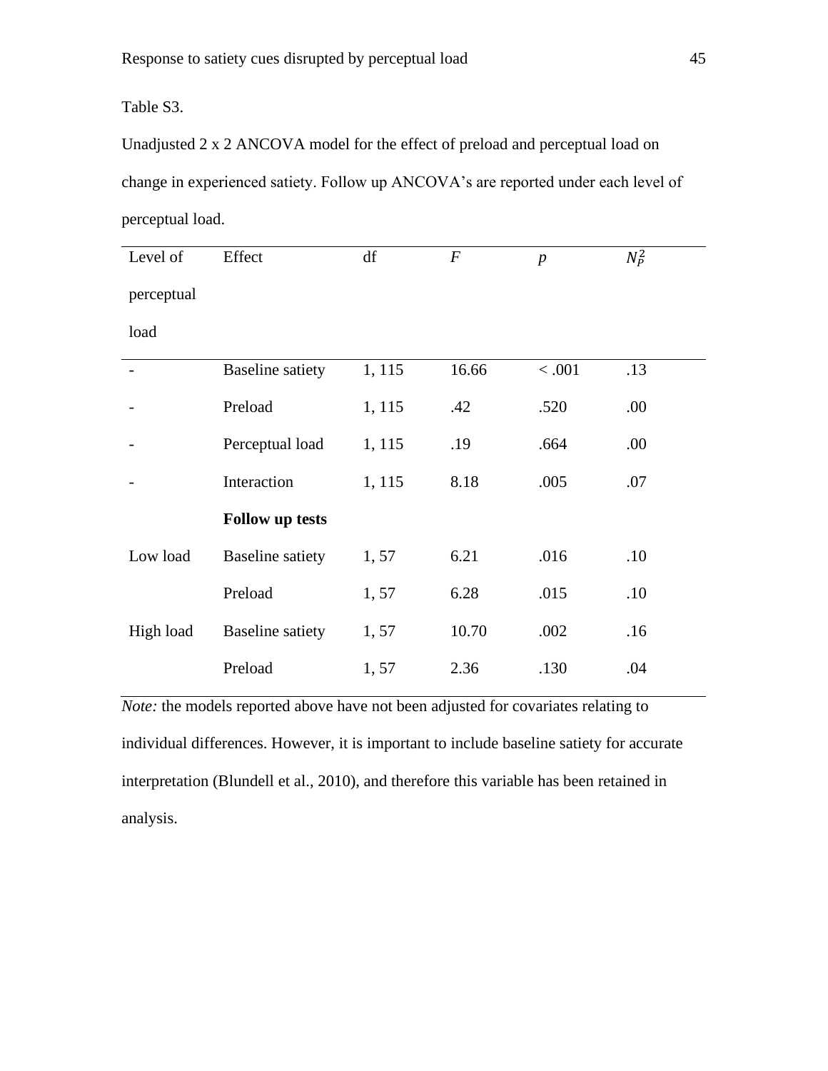Table S3.

Unadjusted 2 x 2 ANCOVA model for the effect of preload and perceptual load on change in experienced satiety. Follow up ANCOVA's are reported under each level of perceptual load.

| Level of perceptual load | Effect | df | *F* | *p* | $N_P^2$ |
|---|---|---|---|---|---|
| - | Baseline satiety | 1, 115 | 16.66 | < .001 | .13 |
| - | Preload | 1, 115 | .42 | .520 | .00 |
| - | Perceptual load | 1, 115 | .19 | .664 | .00 |
| - | Interaction | 1, 115 | 8.18 | .005 | .07 |
| | **Follow up tests** | | | | |
| Low load | Baseline satiety | 1, 57 | 6.21 | .016 | .10 |
| | Preload | 1, 57 | 6.28 | .015 | .10 |
| High load | Baseline satiety | 1, 57 | 10.70 | .002 | .16 |
| | Preload | 1, 57 | 2.36 | .130 | .04 |

*Note:* the models reported above have not been adjusted for covariates relating to individual differences. However, it is important to include baseline satiety for accurate interpretation (Blundell et al., 2010), and therefore this variable has been retained in analysis.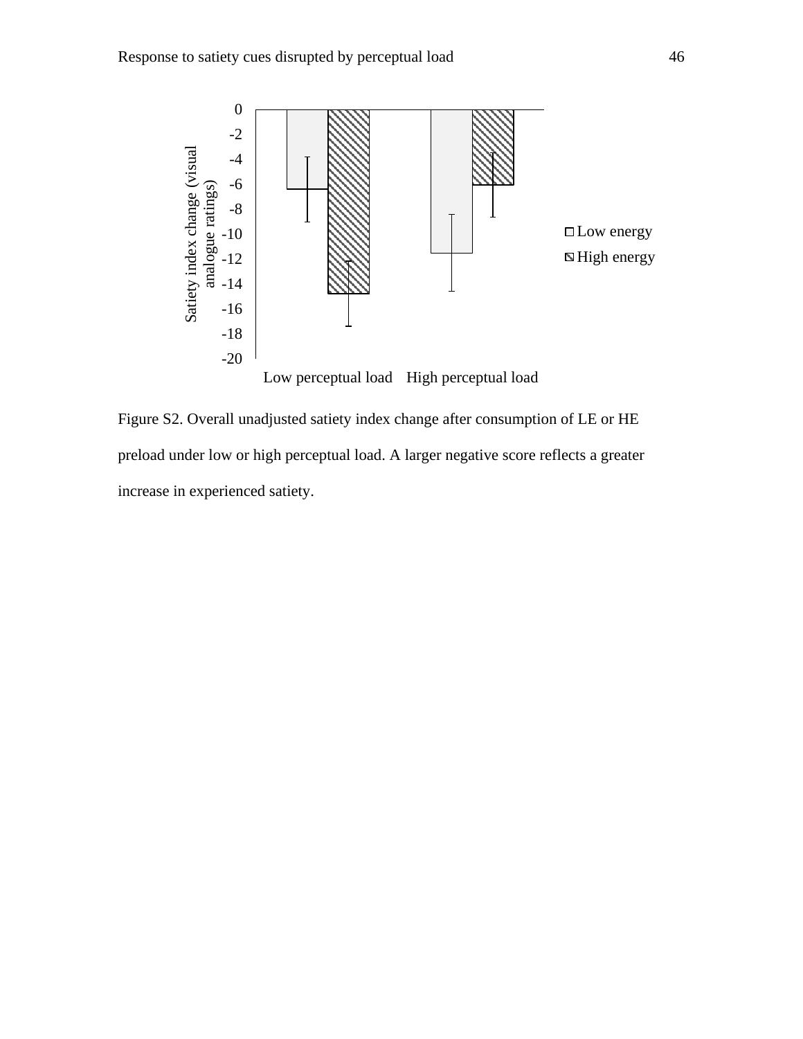0
-2
-4
-6
-8
-10
-12
-14
-16
-18
-20

Satiety index change (visual analogue ratings)

Low perceptual load    High perceptual load

Low energy
High energy

Figure S2. Overall unadjusted satiety index change after consumption of LE or HE preload under low or high perceptual load. A larger negative score reflects a greater increase in experienced satiety.